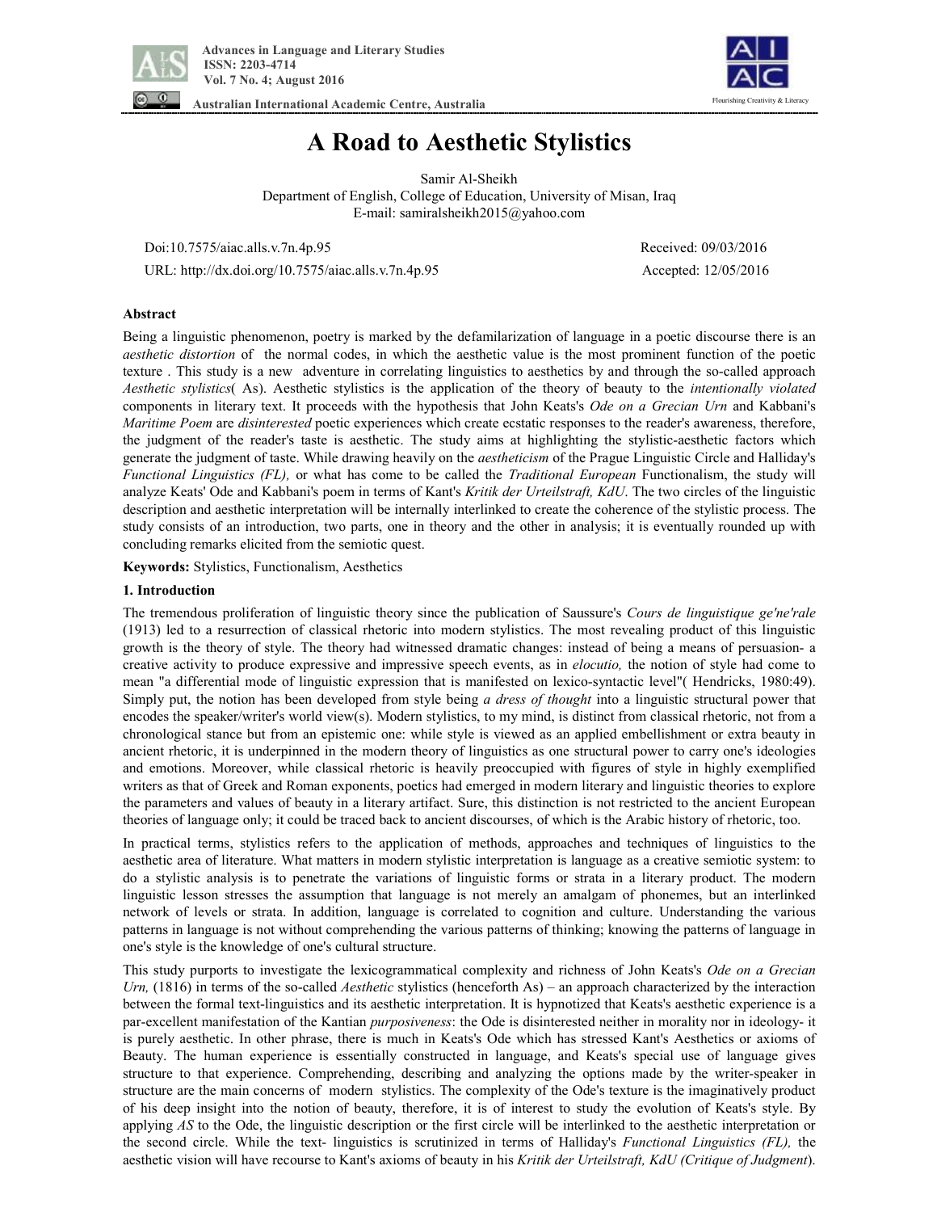# A Road to Aesthetic Stylistics

Samir Al-Sheikh
Department of English, College of Education, University of Misan, Iraq
E-mail: samiralsheikh2015@yahoo.com

Doi:10.7575/aiac.alls.v.7n.4p.95 Received: 09/03/2016
URL: http://dx.doi.org/10.7575/aiac.alls.v.7n.4p.95 Accepted: 12/05/2016

## Abstract

Being a linguistic phenomenon, poetry is marked by the defamilarization of language in a poetic discourse there is an *aesthetic distortion* of the normal codes, in which the aesthetic value is the most prominent function of the poetic texture . This study is a new adventure in correlating linguistics to aesthetics by and through the so-called approach *Aesthetic stylistics*( As). Aesthetic stylistics is the application of the theory of beauty to the *intentionally violated* components in literary text. It proceeds with the hypothesis that John Keats's *Ode on a Grecian Urn* and Kabbani's *Maritime Poem* are *disinterested* poetic experiences which create ecstatic responses to the reader's awareness, therefore, the judgment of the reader's taste is aesthetic. The study aims at highlighting the stylistic-aesthetic factors which generate the judgment of taste. While drawing heavily on the *aestheticism* of the Prague Linguistic Circle and Halliday's *Functional Linguistics (FL),* or what has come to be called the *Traditional European* Functionalism, the study will analyze Keats' Ode and Kabbani's poem in terms of Kant's *Kritik der Urteilstraft, KdU*. The two circles of the linguistic description and aesthetic interpretation will be internally interlinked to create the coherence of the stylistic process. The study consists of an introduction, two parts, one in theory and the other in analysis; it is eventually rounded up with concluding remarks elicited from the semiotic quest.

**Keywords:** Stylistics, Functionalism, Aesthetics

## 1. Introduction

The tremendous proliferation of linguistic theory since the publication of Saussure's *Cours de linguistique ge'ne'rale* (1913) led to a resurrection of classical rhetoric into modern stylistics. The most revealing product of this linguistic growth is the theory of style. The theory had witnessed dramatic changes: instead of being a means of persuasion- a creative activity to produce expressive and impressive speech events, as in *elocutio,* the notion of style had come to mean "a differential mode of linguistic expression that is manifested on lexico-syntactic level"( Hendricks, 1980:49). Simply put, the notion has been developed from style being *a dress of thought* into a linguistic structural power that encodes the speaker/writer's world view(s). Modern stylistics, to my mind, is distinct from classical rhetoric, not from a chronological stance but from an epistemic one: while style is viewed as an applied embellishment or extra beauty in ancient rhetoric, it is underpinned in the modern theory of linguistics as one structural power to carry one's ideologies and emotions. Moreover, while classical rhetoric is heavily preoccupied with figures of style in highly exemplified writers as that of Greek and Roman exponents, poetics had emerged in modern literary and linguistic theories to explore the parameters and values of beauty in a literary artifact. Sure, this distinction is not restricted to the ancient European theories of language only; it could be traced back to ancient discourses, of which is the Arabic history of rhetoric, too.

In practical terms, stylistics refers to the application of methods, approaches and techniques of linguistics to the aesthetic area of literature. What matters in modern stylistic interpretation is language as a creative semiotic system: to do a stylistic analysis is to penetrate the variations of linguistic forms or strata in a literary product. The modern linguistic lesson stresses the assumption that language is not merely an amalgam of phonemes, but an interlinked network of levels or strata. In addition, language is correlated to cognition and culture. Understanding the various patterns in language is not without comprehending the various patterns of thinking; knowing the patterns of language in one's style is the knowledge of one's cultural structure.

This study purports to investigate the lexicogrammatical complexity and richness of John Keats's *Ode on a Grecian Urn,* (1816) in terms of the so-called *Aesthetic* stylistics (henceforth As) – an approach characterized by the interaction between the formal text-linguistics and its aesthetic interpretation. It is hypnotized that Keats's aesthetic experience is a par-excellent manifestation of the Kantian *purposiveness*: the Ode is disinterested neither in morality nor in ideology- it is purely aesthetic. In other phrase, there is much in Keats's Ode which has stressed Kant's Aesthetics or axioms of Beauty. The human experience is essentially constructed in language, and Keats's special use of language gives structure to that experience. Comprehending, describing and analyzing the options made by the writer-speaker in structure are the main concerns of modern stylistics. The complexity of the Ode's texture is the imaginatively product of his deep insight into the notion of beauty, therefore, it is of interest to study the evolution of Keats's style. By applying *AS* to the Ode, the linguistic description or the first circle will be interlinked to the aesthetic interpretation or the second circle. While the text- linguistics is scrutinized in terms of Halliday's *Functional Linguistics (FL),* the aesthetic vision will have recourse to Kant's axioms of beauty in his *Kritik der Urteilstraft, KdU (Critique of Judgment*).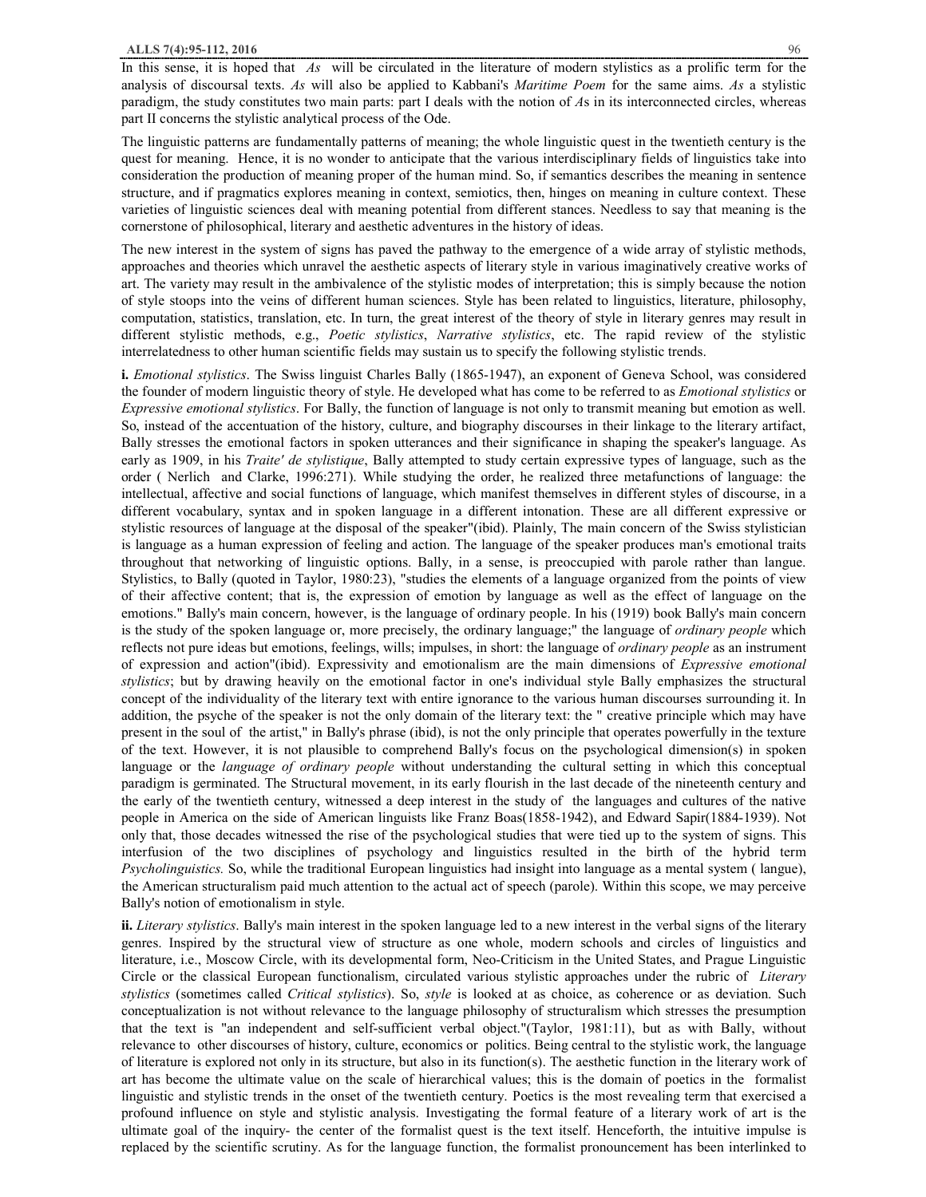In this sense, it is hoped that *As* will be circulated in the literature of modern stylistics as a prolific term for the analysis of discoursal texts. *As* will also be applied to Kabbani's *Maritime Poem* for the same aims. *As* a stylistic paradigm, the study constitutes two main parts: part I deals with the notion of *A*s in its interconnected circles, whereas part II concerns the stylistic analytical process of the Ode.

The linguistic patterns are fundamentally patterns of meaning; the whole linguistic quest in the twentieth century is the quest for meaning. Hence, it is no wonder to anticipate that the various interdisciplinary fields of linguistics take into consideration the production of meaning proper of the human mind. So, if semantics describes the meaning in sentence structure, and if pragmatics explores meaning in context, semiotics, then, hinges on meaning in culture context. These varieties of linguistic sciences deal with meaning potential from different stances. Needless to say that meaning is the cornerstone of philosophical, literary and aesthetic adventures in the history of ideas.

The new interest in the system of signs has paved the pathway to the emergence of a wide array of stylistic methods, approaches and theories which unravel the aesthetic aspects of literary style in various imaginatively creative works of art. The variety may result in the ambivalence of the stylistic modes of interpretation; this is simply because the notion of style stoops into the veins of different human sciences. Style has been related to linguistics, literature, philosophy, computation, statistics, translation, etc. In turn, the great interest of the theory of style in literary genres may result in different stylistic methods, e.g., *Poetic stylistics*, *Narrative stylistics*, etc. The rapid review of the stylistic interrelatedness to other human scientific fields may sustain us to specify the following stylistic trends.

**i.** *Emotional stylistics*. The Swiss linguist Charles Bally (1865-1947), an exponent of Geneva School, was considered the founder of modern linguistic theory of style. He developed what has come to be referred to as *Emotional stylistics* or *Expressive emotional stylistics*. For Bally, the function of language is not only to transmit meaning but emotion as well. So, instead of the accentuation of the history, culture, and biography discourses in their linkage to the literary artifact, Bally stresses the emotional factors in spoken utterances and their significance in shaping the speaker's language. As early as 1909, in his *Traite' de stylistique*, Bally attempted to study certain expressive types of language, such as the order ( Nerlich and Clarke, 1996:271). While studying the order, he realized three metafunctions of language: the intellectual, affective and social functions of language, which manifest themselves in different styles of discourse, in a different vocabulary, syntax and in spoken language in a different intonation. These are all different expressive or stylistic resources of language at the disposal of the speaker"(ibid). Plainly, The main concern of the Swiss stylistician is language as a human expression of feeling and action. The language of the speaker produces man's emotional traits throughout that networking of linguistic options. Bally, in a sense, is preoccupied with parole rather than langue. Stylistics, to Bally (quoted in Taylor, 1980:23), "studies the elements of a language organized from the points of view of their affective content; that is, the expression of emotion by language as well as the effect of language on the emotions." Bally's main concern, however, is the language of ordinary people. In his (1919) book Bally's main concern is the study of the spoken language or, more precisely, the ordinary language;" the language of *ordinary people* which reflects not pure ideas but emotions, feelings, wills; impulses, in short: the language of *ordinary people* as an instrument of expression and action"(ibid). Expressivity and emotionalism are the main dimensions of *Expressive emotional stylistics*; but by drawing heavily on the emotional factor in one's individual style Bally emphasizes the structural concept of the individuality of the literary text with entire ignorance to the various human discourses surrounding it. In addition, the psyche of the speaker is not the only domain of the literary text: the " creative principle which may have present in the soul of the artist," in Bally's phrase (ibid), is not the only principle that operates powerfully in the texture of the text. However, it is not plausible to comprehend Bally's focus on the psychological dimension(s) in spoken language or the *language of ordinary people* without understanding the cultural setting in which this conceptual paradigm is germinated. The Structural movement, in its early flourish in the last decade of the nineteenth century and the early of the twentieth century, witnessed a deep interest in the study of the languages and cultures of the native people in America on the side of American linguists like Franz Boas(1858-1942), and Edward Sapir(1884-1939). Not only that, those decades witnessed the rise of the psychological studies that were tied up to the system of signs. This interfusion of the two disciplines of psychology and linguistics resulted in the birth of the hybrid term *Psycholinguistics.* So, while the traditional European linguistics had insight into language as a mental system ( langue), the American structuralism paid much attention to the actual act of speech (parole). Within this scope, we may perceive Bally's notion of emotionalism in style.

**ii.** *Literary stylistics*. Bally's main interest in the spoken language led to a new interest in the verbal signs of the literary genres. Inspired by the structural view of structure as one whole, modern schools and circles of linguistics and literature, i.e., Moscow Circle, with its developmental form, Neo-Criticism in the United States, and Prague Linguistic Circle or the classical European functionalism, circulated various stylistic approaches under the rubric of *Literary stylistics* (sometimes called *Critical stylistics*). So, *style* is looked at as choice, as coherence or as deviation. Such conceptualization is not without relevance to the language philosophy of structuralism which stresses the presumption that the text is "an independent and self-sufficient verbal object."(Taylor, 1981:11), but as with Bally, without relevance to other discourses of history, culture, economics or politics. Being central to the stylistic work, the language of literature is explored not only in its structure, but also in its function(s). The aesthetic function in the literary work of art has become the ultimate value on the scale of hierarchical values; this is the domain of poetics in the formalist linguistic and stylistic trends in the onset of the twentieth century. Poetics is the most revealing term that exercised a profound influence on style and stylistic analysis. Investigating the formal feature of a literary work of art is the ultimate goal of the inquiry- the center of the formalist quest is the text itself. Henceforth, the intuitive impulse is replaced by the scientific scrutiny. As for the language function, the formalist pronouncement has been interlinked to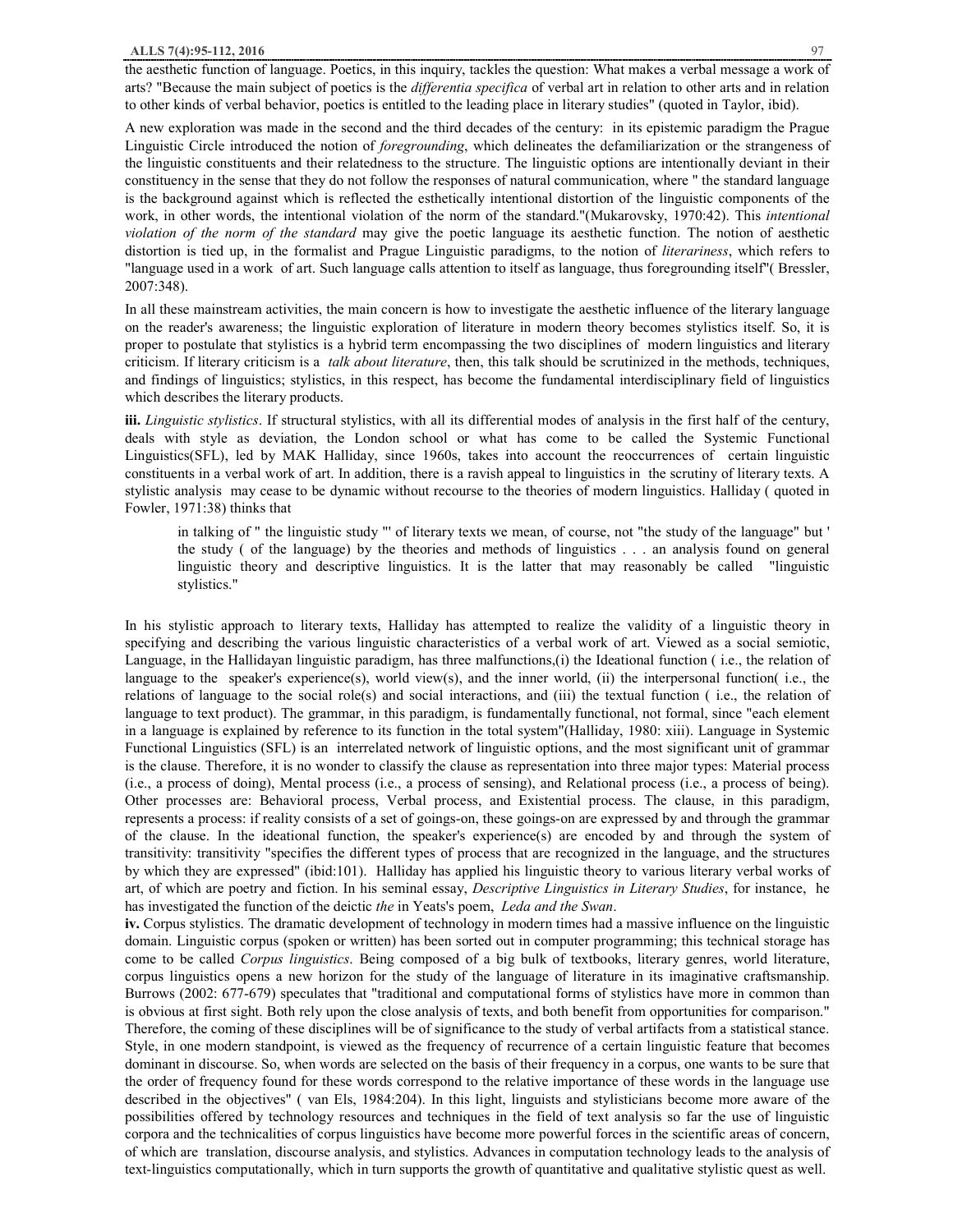the aesthetic function of language. Poetics, in this inquiry, tackles the question: What makes a verbal message a work of arts? "Because the main subject of poetics is the *differentia specifica* of verbal art in relation to other arts and in relation to other kinds of verbal behavior, poetics is entitled to the leading place in literary studies" (quoted in Taylor, ibid).

A new exploration was made in the second and the third decades of the century: in its epistemic paradigm the Prague Linguistic Circle introduced the notion of *foregrounding*, which delineates the defamiliarization or the strangeness of the linguistic constituents and their relatedness to the structure. The linguistic options are intentionally deviant in their constituency in the sense that they do not follow the responses of natural communication, where " the standard language is the background against which is reflected the esthetically intentional distortion of the linguistic components of the work, in other words, the intentional violation of the norm of the standard."(Mukarovsky, 1970:42). This *intentional violation of the norm of the standard* may give the poetic language its aesthetic function. The notion of aesthetic distortion is tied up, in the formalist and Prague Linguistic paradigms, to the notion of *literariness*, which refers to "language used in a work of art. Such language calls attention to itself as language, thus foregrounding itself"( Bressler, 2007:348).

In all these mainstream activities, the main concern is how to investigate the aesthetic influence of the literary language on the reader's awareness; the linguistic exploration of literature in modern theory becomes stylistics itself. So, it is proper to postulate that stylistics is a hybrid term encompassing the two disciplines of modern linguistics and literary criticism. If literary criticism is a *talk about literature*, then, this talk should be scrutinized in the methods, techniques, and findings of linguistics; stylistics, in this respect, has become the fundamental interdisciplinary field of linguistics which describes the literary products.

**iii.** *Linguistic stylistics*. If structural stylistics, with all its differential modes of analysis in the first half of the century, deals with style as deviation, the London school or what has come to be called the Systemic Functional Linguistics(SFL), led by MAK Halliday, since 1960s, takes into account the reoccurrences of certain linguistic constituents in a verbal work of art. In addition, there is a ravish appeal to linguistics in the scrutiny of literary texts. A stylistic analysis may cease to be dynamic without recourse to the theories of modern linguistics. Halliday ( quoted in Fowler, 1971:38) thinks that

> in talking of " the linguistic study "' of literary texts we mean, of course, not "the study of the language" but ' the study ( of the language) by the theories and methods of linguistics . . . an analysis found on general linguistic theory and descriptive linguistics. It is the latter that may reasonably be called "linguistic stylistics."

In his stylistic approach to literary texts, Halliday has attempted to realize the validity of a linguistic theory in specifying and describing the various linguistic characteristics of a verbal work of art. Viewed as a social semiotic, Language, in the Hallidayan linguistic paradigm, has three malfunctions,(i) the Ideational function ( i.e., the relation of language to the speaker's experience(s), world view(s), and the inner world, (ii) the interpersonal function( i.e., the relations of language to the social role(s) and social interactions, and (iii) the textual function ( i.e., the relation of language to text product). The grammar, in this paradigm, is fundamentally functional, not formal, since "each element in a language is explained by reference to its function in the total system"(Halliday, 1980: xiii). Language in Systemic Functional Linguistics (SFL) is an interrelated network of linguistic options, and the most significant unit of grammar is the clause. Therefore, it is no wonder to classify the clause as representation into three major types: Material process (i.e., a process of doing), Mental process (i.e., a process of sensing), and Relational process (i.e., a process of being). Other processes are: Behavioral process, Verbal process, and Existential process. The clause, in this paradigm, represents a process: if reality consists of a set of goings-on, these goings-on are expressed by and through the grammar of the clause. In the ideational function, the speaker's experience(s) are encoded by and through the system of transitivity: transitivity "specifies the different types of process that are recognized in the language, and the structures by which they are expressed" (ibid:101). Halliday has applied his linguistic theory to various literary verbal works of art, of which are poetry and fiction. In his seminal essay, *Descriptive Linguistics in Literary Studies*, for instance, he has investigated the function of the deictic *the* in Yeats's poem, *Leda and the Swan*.

**iv.** Corpus stylistics. The dramatic development of technology in modern times had a massive influence on the linguistic domain. Linguistic corpus (spoken or written) has been sorted out in computer programming; this technical storage has come to be called *Corpus linguistics*. Being composed of a big bulk of textbooks, literary genres, world literature, corpus linguistics opens a new horizon for the study of the language of literature in its imaginative craftsmanship. Burrows (2002: 677-679) speculates that "traditional and computational forms of stylistics have more in common than is obvious at first sight. Both rely upon the close analysis of texts, and both benefit from opportunities for comparison." Therefore, the coming of these disciplines will be of significance to the study of verbal artifacts from a statistical stance. Style, in one modern standpoint, is viewed as the frequency of recurrence of a certain linguistic feature that becomes dominant in discourse. So, when words are selected on the basis of their frequency in a corpus, one wants to be sure that the order of frequency found for these words correspond to the relative importance of these words in the language use described in the objectives" ( van Els, 1984:204). In this light, linguists and stylisticians become more aware of the possibilities offered by technology resources and techniques in the field of text analysis so far the use of linguistic corpora and the technicalities of corpus linguistics have become more powerful forces in the scientific areas of concern, of which are translation, discourse analysis, and stylistics. Advances in computation technology leads to the analysis of text-linguistics computationally, which in turn supports the growth of quantitative and qualitative stylistic quest as well.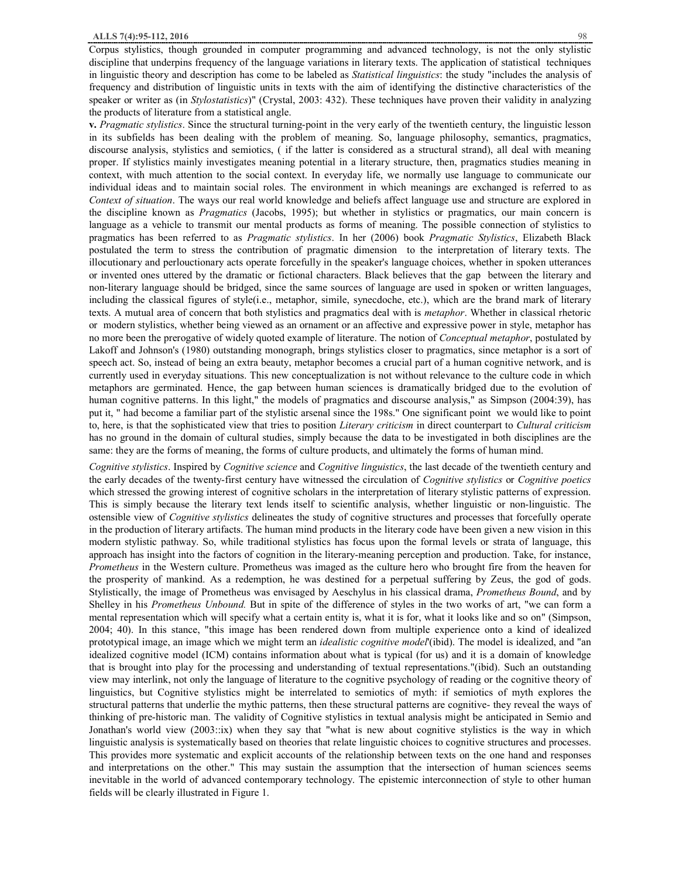Corpus stylistics, though grounded in computer programming and advanced technology, is not the only stylistic discipline that underpins frequency of the language variations in literary texts. The application of statistical techniques in linguistic theory and description has come to be labeled as *Statistical linguistics*: the study "includes the analysis of frequency and distribution of linguistic units in texts with the aim of identifying the distinctive characteristics of the speaker or writer as (in *Stylostatistics*)" (Crystal, 2003: 432). These techniques have proven their validity in analyzing the products of literature from a statistical angle.

**v.** *Pragmatic stylistics*. Since the structural turning-point in the very early of the twentieth century, the linguistic lesson in its subfields has been dealing with the problem of meaning. So, language philosophy, semantics, pragmatics, discourse analysis, stylistics and semiotics, ( if the latter is considered as a structural strand), all deal with meaning proper. If stylistics mainly investigates meaning potential in a literary structure, then, pragmatics studies meaning in context, with much attention to the social context. In everyday life, we normally use language to communicate our individual ideas and to maintain social roles. The environment in which meanings are exchanged is referred to as *Context of situation*. The ways our real world knowledge and beliefs affect language use and structure are explored in the discipline known as *Pragmatics* (Jacobs, 1995); but whether in stylistics or pragmatics, our main concern is language as a vehicle to transmit our mental products as forms of meaning. The possible connection of stylistics to pragmatics has been referred to as *Pragmatic stylistics*. In her (2006) book *Pragmatic Stylistics*, Elizabeth Black postulated the term to stress the contribution of pragmatic dimension to the interpretation of literary texts. The illocutionary and perlouctionary acts operate forcefully in the speaker's language choices, whether in spoken utterances or invented ones uttered by the dramatic or fictional characters. Black believes that the gap between the literary and non-literary language should be bridged, since the same sources of language are used in spoken or written languages, including the classical figures of style(i.e., metaphor, simile, synecdoche, etc.), which are the brand mark of literary texts. A mutual area of concern that both stylistics and pragmatics deal with is *metaphor*. Whether in classical rhetoric or modern stylistics, whether being viewed as an ornament or an affective and expressive power in style, metaphor has no more been the prerogative of widely quoted example of literature. The notion of *Conceptual metaphor*, postulated by Lakoff and Johnson's (1980) outstanding monograph, brings stylistics closer to pragmatics, since metaphor is a sort of speech act. So, instead of being an extra beauty, metaphor becomes a crucial part of a human cognitive network, and is currently used in everyday situations. This new conceptualization is not without relevance to the culture code in which metaphors are germinated. Hence, the gap between human sciences is dramatically bridged due to the evolution of human cognitive patterns. In this light," the models of pragmatics and discourse analysis," as Simpson (2004:39), has put it, " had become a familiar part of the stylistic arsenal since the 198s." One significant point we would like to point to, here, is that the sophisticated view that tries to position *Literary criticism* in direct counterpart to *Cultural criticism* has no ground in the domain of cultural studies, simply because the data to be investigated in both disciplines are the same: they are the forms of meaning, the forms of culture products, and ultimately the forms of human mind.

*Cognitive stylistics*. Inspired by *Cognitive science* and *Cognitive linguistics*, the last decade of the twentieth century and the early decades of the twenty-first century have witnessed the circulation of *Cognitive stylistics* or *Cognitive poetics* which stressed the growing interest of cognitive scholars in the interpretation of literary stylistic patterns of expression. This is simply because the literary text lends itself to scientific analysis, whether linguistic or non-linguistic. The ostensible view of *Cognitive stylistics* delineates the study of cognitive structures and processes that forcefully operate in the production of literary artifacts. The human mind products in the literary code have been given a new vision in this modern stylistic pathway. So, while traditional stylistics has focus upon the formal levels or strata of language, this approach has insight into the factors of cognition in the literary-meaning perception and production. Take, for instance, *Prometheus* in the Western culture. Prometheus was imaged as the culture hero who brought fire from the heaven for the prosperity of mankind. As a redemption, he was destined for a perpetual suffering by Zeus, the god of gods. Stylistically, the image of Prometheus was envisaged by Aeschylus in his classical drama, *Prometheus Bound*, and by Shelley in his *Prometheus Unbound.* But in spite of the difference of styles in the two works of art, "we can form a mental representation which will specify what a certain entity is, what it is for, what it looks like and so on" (Simpson, 2004; 40). In this stance, "this image has been rendered down from multiple experience onto a kind of idealized prototypical image, an image which we might term an *idealistic cognitive model*'(ibid). The model is idealized, and "an idealized cognitive model (ICM) contains information about what is typical (for us) and it is a domain of knowledge that is brought into play for the processing and understanding of textual representations."(ibid). Such an outstanding view may interlink, not only the language of literature to the cognitive psychology of reading or the cognitive theory of linguistics, but Cognitive stylistics might be interrelated to semiotics of myth: if semiotics of myth explores the structural patterns that underlie the mythic patterns, then these structural patterns are cognitive- they reveal the ways of thinking of pre-historic man. The validity of Cognitive stylistics in textual analysis might be anticipated in Semio and Jonathan's world view (2003::ix) when they say that "what is new about cognitive stylistics is the way in which linguistic analysis is systematically based on theories that relate linguistic choices to cognitive structures and processes. This provides more systematic and explicit accounts of the relationship between texts on the one hand and responses and interpretations on the other." This may sustain the assumption that the intersection of human sciences seems inevitable in the world of advanced contemporary technology. The epistemic interconnection of style to other human fields will be clearly illustrated in Figure 1.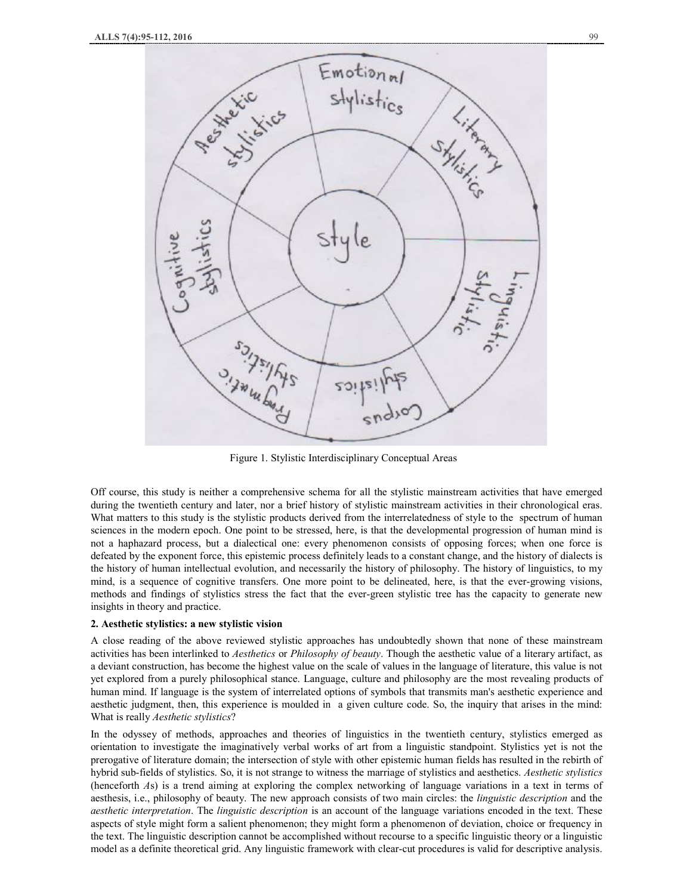Figure 1. Stylistic Interdisciplinary Conceptual Areas

Off course, this study is neither a comprehensive schema for all the stylistic mainstream activities that have emerged during the twentieth century and later, nor a brief history of stylistic mainstream activities in their chronological eras. What matters to this study is the stylistic products derived from the interrelatedness of style to the spectrum of human sciences in the modern epoch. One point to be stressed, here, is that the developmental progression of human mind is not a haphazard process, but a dialectical one: every phenomenon consists of opposing forces; when one force is defeated by the exponent force, this epistemic process definitely leads to a constant change, and the history of dialects is the history of human intellectual evolution, and necessarily the history of philosophy. The history of linguistics, to my mind, is a sequence of cognitive transfers. One more point to be delineated, here, is that the ever-growing visions, methods and findings of stylistics stress the fact that the ever-green stylistic tree has the capacity to generate new insights in theory and practice.

## 2. Aesthetic stylistics: a new stylistic vision

A close reading of the above reviewed stylistic approaches has undoubtedly shown that none of these mainstream activities has been interlinked to *Aesthetics* or *Philosophy of beauty*. Though the aesthetic value of a literary artifact, as a deviant construction, has become the highest value on the scale of values in the language of literature, this value is not yet explored from a purely philosophical stance. Language, culture and philosophy are the most revealing products of human mind. If language is the system of interrelated options of symbols that transmits man's aesthetic experience and aesthetic judgment, then, this experience is moulded in a given culture code. So, the inquiry that arises in the mind: What is really *Aesthetic stylistics*?

In the odyssey of methods, approaches and theories of linguistics in the twentieth century, stylistics emerged as orientation to investigate the imaginatively verbal works of art from a linguistic standpoint. Stylistics yet is not the prerogative of literature domain; the intersection of style with other epistemic human fields has resulted in the rebirth of hybrid sub-fields of stylistics. So, it is not strange to witness the marriage of stylistics and aesthetics. *Aesthetic stylistics* (henceforth *A*s) is a trend aiming at exploring the complex networking of language variations in a text in terms of aesthesis, i.e., philosophy of beauty. The new approach consists of two main circles: the *linguistic description* and the *aesthetic interpretation*. The *linguistic description* is an account of the language variations encoded in the text. These aspects of style might form a salient phenomenon; they might form a phenomenon of deviation, choice or frequency in the text. The linguistic description cannot be accomplished without recourse to a specific linguistic theory or a linguistic model as a definite theoretical grid. Any linguistic framework with clear-cut procedures is valid for descriptive analysis.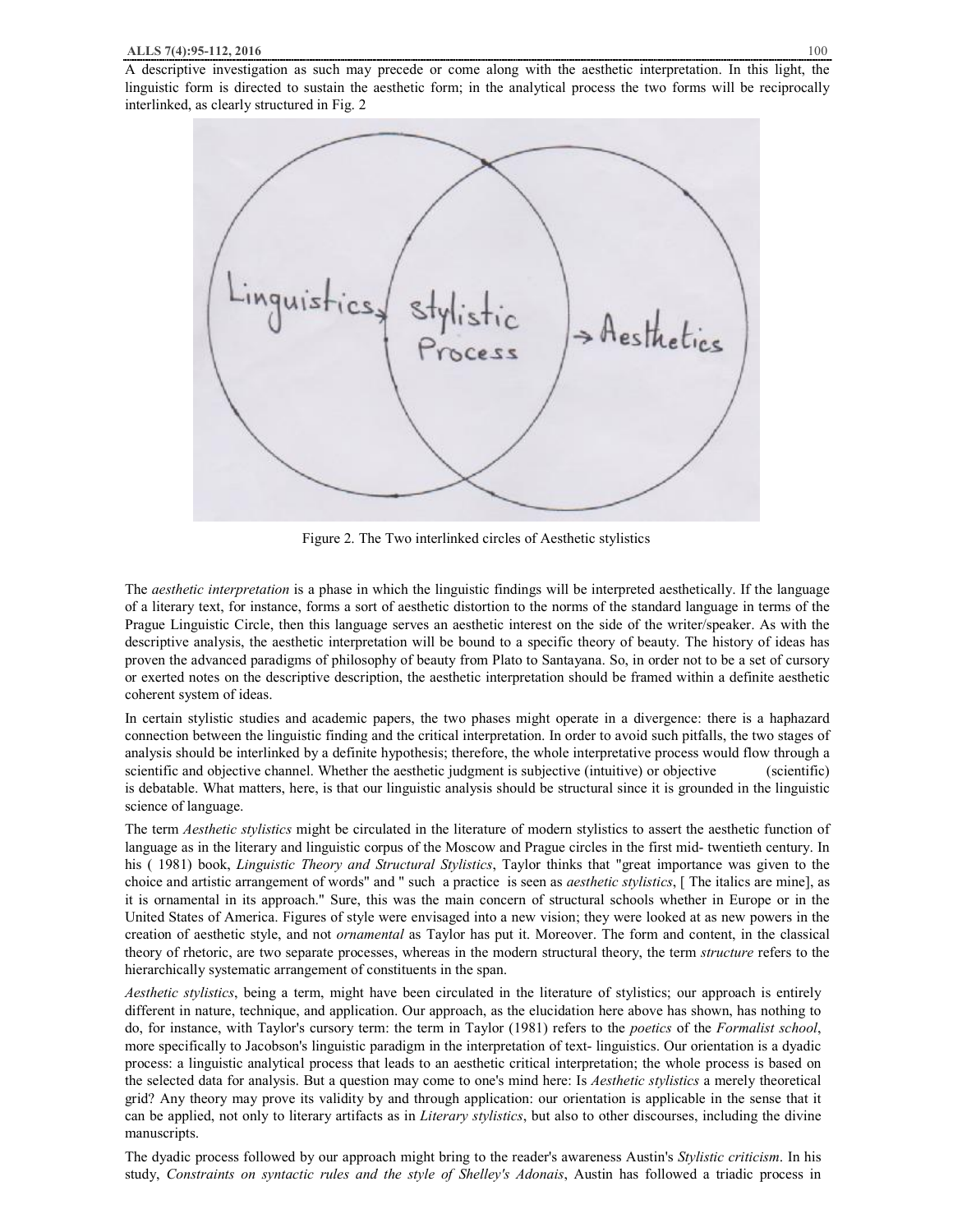A descriptive investigation as such may precede or come along with the aesthetic interpretation. In this light, the linguistic form is directed to sustain the aesthetic form; in the analytical process the two forms will be reciprocally interlinked, as clearly structured in Fig. 2

Figure 2. The Two interlinked circles of Aesthetic stylistics

The *aesthetic interpretation* is a phase in which the linguistic findings will be interpreted aesthetically. If the language of a literary text, for instance, forms a sort of aesthetic distortion to the norms of the standard language in terms of the Prague Linguistic Circle, then this language serves an aesthetic interest on the side of the writer/speaker. As with the descriptive analysis, the aesthetic interpretation will be bound to a specific theory of beauty. The history of ideas has proven the advanced paradigms of philosophy of beauty from Plato to Santayana. So, in order not to be a set of cursory or exerted notes on the descriptive description, the aesthetic interpretation should be framed within a definite aesthetic coherent system of ideas.

In certain stylistic studies and academic papers, the two phases might operate in a divergence: there is a haphazard connection between the linguistic finding and the critical interpretation. In order to avoid such pitfalls, the two stages of analysis should be interlinked by a definite hypothesis; therefore, the whole interpretative process would flow through a scientific and objective channel. Whether the aesthetic judgment is subjective (intuitive) or objective (scientific) is debatable. What matters, here, is that our linguistic analysis should be structural since it is grounded in the linguistic science of language.

The term *Aesthetic stylistics* might be circulated in the literature of modern stylistics to assert the aesthetic function of language as in the literary and linguistic corpus of the Moscow and Prague circles in the first mid- twentieth century. In his ( 1981) book, *Linguistic Theory and Structural Stylistics*, Taylor thinks that "great importance was given to the choice and artistic arrangement of words" and " such a practice is seen as *aesthetic stylistics*, [ The italics are mine], as it is ornamental in its approach." Sure, this was the main concern of structural schools whether in Europe or in the United States of America. Figures of style were envisaged into a new vision; they were looked at as new powers in the creation of aesthetic style, and not *ornamental* as Taylor has put it. Moreover. The form and content, in the classical theory of rhetoric, are two separate processes, whereas in the modern structural theory, the term *structure* refers to the hierarchically systematic arrangement of constituents in the span.

*Aesthetic stylistics*, being a term, might have been circulated in the literature of stylistics; our approach is entirely different in nature, technique, and application. Our approach, as the elucidation here above has shown, has nothing to do, for instance, with Taylor's cursory term: the term in Taylor (1981) refers to the *poetics* of the *Formalist school*, more specifically to Jacobson's linguistic paradigm in the interpretation of text- linguistics. Our orientation is a dyadic process: a linguistic analytical process that leads to an aesthetic critical interpretation; the whole process is based on the selected data for analysis. But a question may come to one's mind here: Is *Aesthetic stylistics* a merely theoretical grid? Any theory may prove its validity by and through application: our orientation is applicable in the sense that it can be applied, not only to literary artifacts as in *Literary stylistics*, but also to other discourses, including the divine manuscripts.

The dyadic process followed by our approach might bring to the reader's awareness Austin's *Stylistic criticism*. In his study, *Constraints on syntactic rules and the style of Shelley's Adonais*, Austin has followed a triadic process in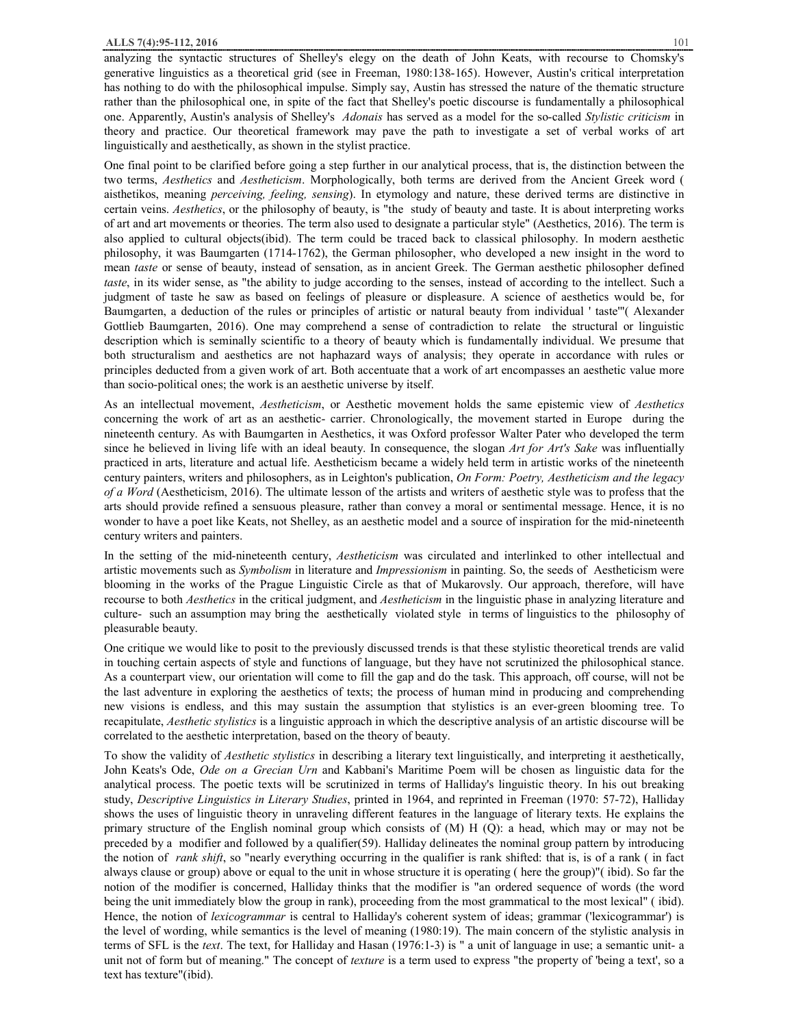analyzing the syntactic structures of Shelley's elegy on the death of John Keats, with recourse to Chomsky's generative linguistics as a theoretical grid (see in Freeman, 1980:138-165). However, Austin's critical interpretation has nothing to do with the philosophical impulse. Simply say, Austin has stressed the nature of the thematic structure rather than the philosophical one, in spite of the fact that Shelley's poetic discourse is fundamentally a philosophical one. Apparently, Austin's analysis of Shelley's *Adonais* has served as a model for the so-called *Stylistic criticism* in theory and practice. Our theoretical framework may pave the path to investigate a set of verbal works of art linguistically and aesthetically, as shown in the stylist practice.

One final point to be clarified before going a step further in our analytical process, that is, the distinction between the two terms, *Aesthetics* and *Aestheticism*. Morphologically, both terms are derived from the Ancient Greek word ( aisthetikos, meaning *perceiving, feeling, sensing*). In etymology and nature, these derived terms are distinctive in certain veins. *Aesthetics*, or the philosophy of beauty, is "the study of beauty and taste. It is about interpreting works of art and art movements or theories. The term also used to designate a particular style" (Aesthetics, 2016). The term is also applied to cultural objects(ibid). The term could be traced back to classical philosophy. In modern aesthetic philosophy, it was Baumgarten (1714-1762), the German philosopher, who developed a new insight in the word to mean *taste* or sense of beauty, instead of sensation, as in ancient Greek. The German aesthetic philosopher defined *taste*, in its wider sense, as "the ability to judge according to the senses, instead of according to the intellect. Such a judgment of taste he saw as based on feelings of pleasure or displeasure. A science of aesthetics would be, for Baumgarten, a deduction of the rules or principles of artistic or natural beauty from individual ' taste'"( Alexander Gottlieb Baumgarten, 2016). One may comprehend a sense of contradiction to relate the structural or linguistic description which is seminally scientific to a theory of beauty which is fundamentally individual. We presume that both structuralism and aesthetics are not haphazard ways of analysis; they operate in accordance with rules or principles deducted from a given work of art. Both accentuate that a work of art encompasses an aesthetic value more than socio-political ones; the work is an aesthetic universe by itself.

As an intellectual movement, *Aestheticism*, or Aesthetic movement holds the same epistemic view of *Aesthetics* concerning the work of art as an aesthetic- carrier. Chronologically, the movement started in Europe during the nineteenth century. As with Baumgarten in Aesthetics, it was Oxford professor Walter Pater who developed the term since he believed in living life with an ideal beauty. In consequence, the slogan *Art for Art's Sake* was influentially practiced in arts, literature and actual life. Aestheticism became a widely held term in artistic works of the nineteenth century painters, writers and philosophers, as in Leighton's publication, *On Form: Poetry, Aestheticism and the legacy of a Word* (Aestheticism, 2016). The ultimate lesson of the artists and writers of aesthetic style was to profess that the arts should provide refined a sensuous pleasure, rather than convey a moral or sentimental message. Hence, it is no wonder to have a poet like Keats, not Shelley, as an aesthetic model and a source of inspiration for the mid-nineteenth century writers and painters.

In the setting of the mid-nineteenth century, *Aestheticism* was circulated and interlinked to other intellectual and artistic movements such as *Symbolism* in literature and *Impressionism* in painting. So, the seeds of Aestheticism were blooming in the works of the Prague Linguistic Circle as that of Mukarovsly. Our approach, therefore, will have recourse to both *Aesthetics* in the critical judgment, and *Aestheticism* in the linguistic phase in analyzing literature and culture- such an assumption may bring the aesthetically violated style in terms of linguistics to the philosophy of pleasurable beauty.

One critique we would like to posit to the previously discussed trends is that these stylistic theoretical trends are valid in touching certain aspects of style and functions of language, but they have not scrutinized the philosophical stance. As a counterpart view, our orientation will come to fill the gap and do the task. This approach, off course, will not be the last adventure in exploring the aesthetics of texts; the process of human mind in producing and comprehending new visions is endless, and this may sustain the assumption that stylistics is an ever-green blooming tree. To recapitulate, *Aesthetic stylistics* is a linguistic approach in which the descriptive analysis of an artistic discourse will be correlated to the aesthetic interpretation, based on the theory of beauty.

To show the validity of *Aesthetic stylistics* in describing a literary text linguistically, and interpreting it aesthetically, John Keats's Ode, *Ode on a Grecian Urn* and Kabbani's Maritime Poem will be chosen as linguistic data for the analytical process. The poetic texts will be scrutinized in terms of Halliday's linguistic theory. In his out breaking study, *Descriptive Linguistics in Literary Studies*, printed in 1964, and reprinted in Freeman (1970: 57-72), Halliday shows the uses of linguistic theory in unraveling different features in the language of literary texts. He explains the primary structure of the English nominal group which consists of (M) H (Q): a head, which may or may not be preceded by a modifier and followed by a qualifier(59). Halliday delineates the nominal group pattern by introducing the notion of *rank shift*, so "nearly everything occurring in the qualifier is rank shifted: that is, is of a rank ( in fact always clause or group) above or equal to the unit in whose structure it is operating ( here the group)"( ibid). So far the notion of the modifier is concerned, Halliday thinks that the modifier is "an ordered sequence of words (the word being the unit immediately blow the group in rank), proceeding from the most grammatical to the most lexical" ( ibid). Hence, the notion of *lexicogrammar* is central to Halliday's coherent system of ideas; grammar ('lexicogrammar') is the level of wording, while semantics is the level of meaning (1980:19). The main concern of the stylistic analysis in terms of SFL is the *text*. The text, for Halliday and Hasan (1976:1-3) is " a unit of language in use; a semantic unit- a unit not of form but of meaning." The concept of *texture* is a term used to express "the property of 'being a text', so a text has texture"(ibid).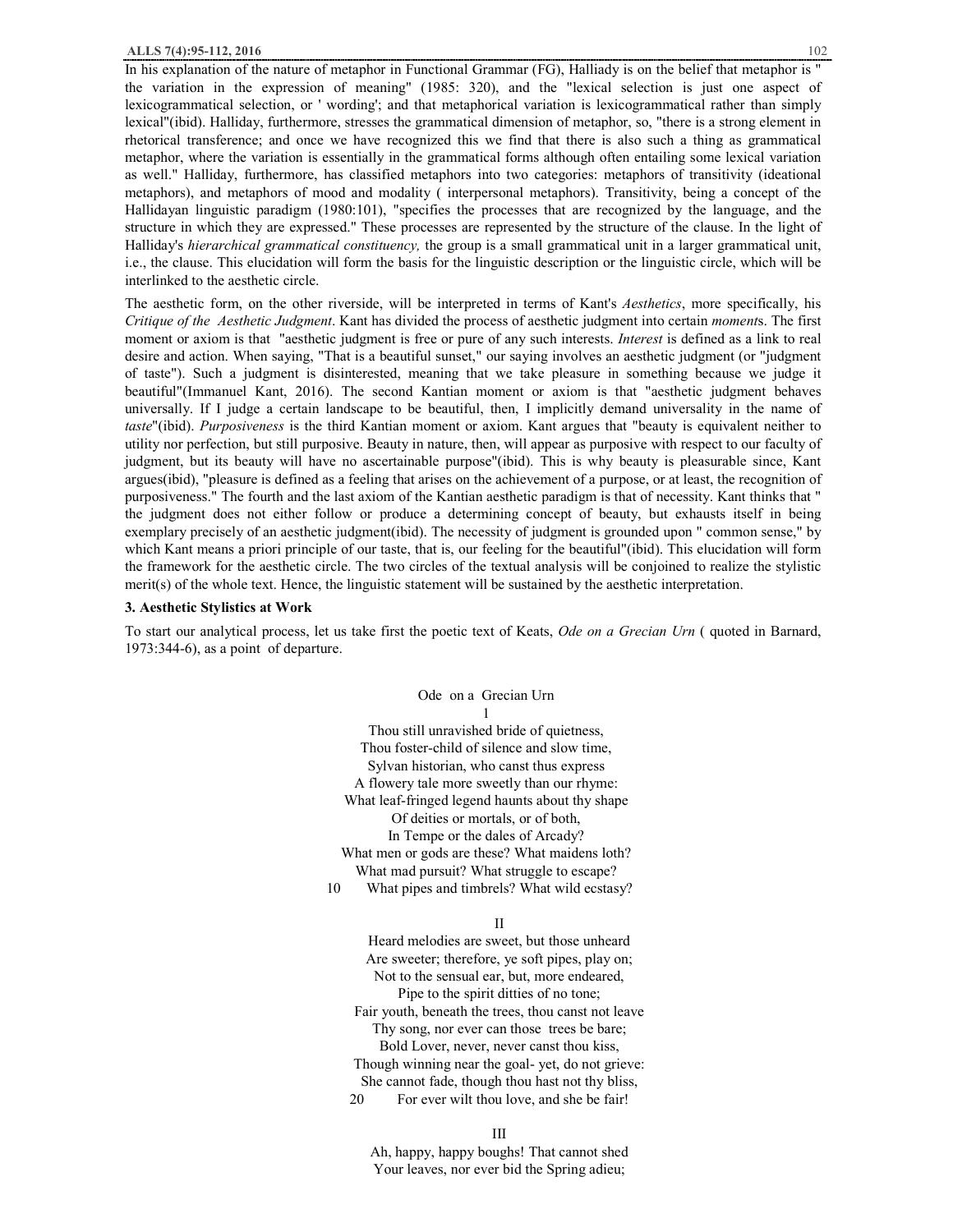In his explanation of the nature of metaphor in Functional Grammar (FG), Halliady is on the belief that metaphor is " the variation in the expression of meaning" (1985: 320), and the "lexical selection is just one aspect of lexicogrammatical selection, or ' wording'; and that metaphorical variation is lexicogrammatical rather than simply lexical"(ibid). Halliday, furthermore, stresses the grammatical dimension of metaphor, so, "there is a strong element in rhetorical transference; and once we have recognized this we find that there is also such a thing as grammatical metaphor, where the variation is essentially in the grammatical forms although often entailing some lexical variation as well." Halliday, furthermore, has classified metaphors into two categories: metaphors of transitivity (ideational metaphors), and metaphors of mood and modality ( interpersonal metaphors). Transitivity, being a concept of the Hallidayan linguistic paradigm (1980:101), "specifies the processes that are recognized by the language, and the structure in which they are expressed." These processes are represented by the structure of the clause. In the light of Halliday's *hierarchical grammatical constituency,* the group is a small grammatical unit in a larger grammatical unit, i.e., the clause. This elucidation will form the basis for the linguistic description or the linguistic circle, which will be interlinked to the aesthetic circle.

The aesthetic form, on the other riverside, will be interpreted in terms of Kant's *Aesthetics*, more specifically, his *Critique of the Aesthetic Judgment*. Kant has divided the process of aesthetic judgment into certain *moment*s. The first moment or axiom is that "aesthetic judgment is free or pure of any such interests. *Interest* is defined as a link to real desire and action. When saying, "That is a beautiful sunset," our saying involves an aesthetic judgment (or "judgment of taste"). Such a judgment is disinterested, meaning that we take pleasure in something because we judge it beautiful"(Immanuel Kant, 2016). The second Kantian moment or axiom is that "aesthetic judgment behaves universally. If I judge a certain landscape to be beautiful, then, I implicitly demand universality in the name of *taste*"(ibid). *Purposiveness* is the third Kantian moment or axiom. Kant argues that "beauty is equivalent neither to utility nor perfection, but still purposive. Beauty in nature, then, will appear as purposive with respect to our faculty of judgment, but its beauty will have no ascertainable purpose"(ibid). This is why beauty is pleasurable since, Kant argues(ibid), "pleasure is defined as a feeling that arises on the achievement of a purpose, or at least, the recognition of purposiveness." The fourth and the last axiom of the Kantian aesthetic paradigm is that of necessity. Kant thinks that " the judgment does not either follow or produce a determining concept of beauty, but exhausts itself in being exemplary precisely of an aesthetic judgment(ibid). The necessity of judgment is grounded upon " common sense," by which Kant means a priori principle of our taste, that is, our feeling for the beautiful"(ibid). This elucidation will form the framework for the aesthetic circle. The two circles of the textual analysis will be conjoined to realize the stylistic merit(s) of the whole text. Hence, the linguistic statement will be sustained by the aesthetic interpretation.

### 3. Aesthetic Stylistics at Work

To start our analytical process, let us take first the poetic text of Keats, *Ode on a Grecian Urn* ( quoted in Barnard, 1973:344-6), as a point of departure.

Ode on a Grecian Urn

1

Thou still unravished bride of quietness,  
Thou foster-child of silence and slow time,  
Sylvan historian, who canst thus express  
A flowery tale more sweetly than our rhyme:  
What leaf-fringed legend haunts about thy shape  
Of deities or mortals, or of both,  
In Tempe or the dales of Arcady?  
What men or gods are these? What maidens loth?  
What mad pursuit? What struggle to escape?  
10 What pipes and timbrels? What wild ecstasy?

II

Heard melodies are sweet, but those unheard  
Are sweeter; therefore, ye soft pipes, play on;  
Not to the sensual ear, but, more endeared,  
Pipe to the spirit ditties of no tone;  
Fair youth, beneath the trees, thou canst not leave  
Thy song, nor ever can those trees be bare;  
Bold Lover, never, never canst thou kiss,  
Though winning near the goal- yet, do not grieve:  
She cannot fade, though thou hast not thy bliss,  
20 For ever wilt thou love, and she be fair!

III

Ah, happy, happy boughs! That cannot shed  
Your leaves, nor ever bid the Spring adieu;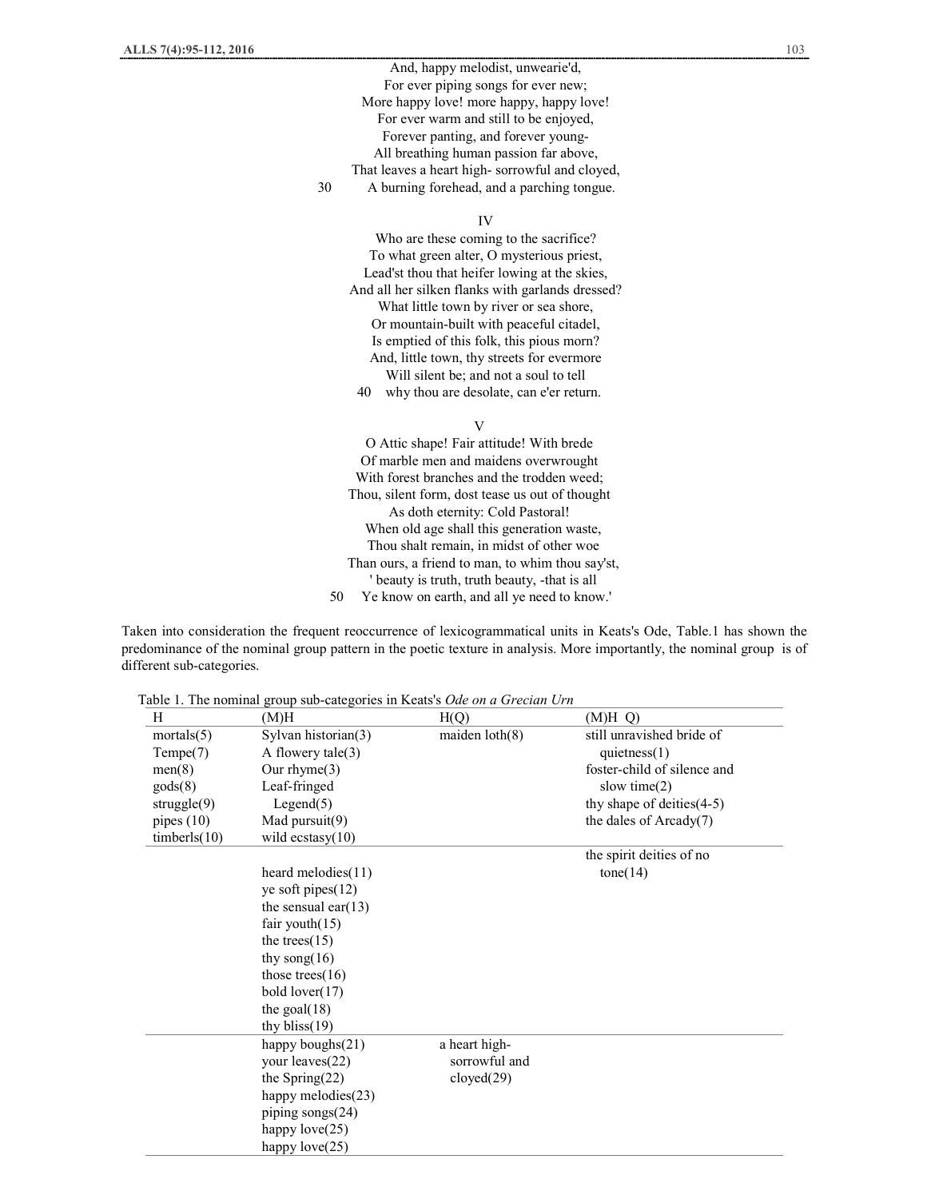And, happy melodist, unwearie'd,
For ever piping songs for ever new;
More happy love! more happy, happy love!
For ever warm and still to be enjoyed,
Forever panting, and forever young-
All breathing human passion far above,
That leaves a heart high- sorrowful and cloyed,
30 A burning forehead, and a parching tongue.

IV

Who are these coming to the sacrifice?
To what green alter, O mysterious priest,
Lead'st thou that heifer lowing at the skies,
And all her silken flanks with garlands dressed?
What little town by river or sea shore,
Or mountain-built with peaceful citadel,
Is emptied of this folk, this pious morn?
And, little town, thy streets for evermore
Will silent be; and not a soul to tell
40 why thou are desolate, can e'er return.

V

O Attic shape! Fair attitude! With brede
Of marble men and maidens overwrought
With forest branches and the trodden weed;
Thou, silent form, dost tease us out of thought
As doth eternity: Cold Pastoral!
When old age shall this generation waste,
Thou shalt remain, in midst of other woe
Than ours, a friend to man, to whim thou say'st,
' beauty is truth, truth beauty, -that is all
50 Ye know on earth, and all ye need to know.'

Taken into consideration the frequent reoccurrence of lexicogrammatical units in Keats's Ode, Table.1 has shown the predominance of the nominal group pattern in the poetic texture in analysis. More importantly, the nominal group is of different sub-categories.

Table 1. The nominal group sub-categories in Keats's *Ode on a Grecian Urn*

| H | (M)H | H(Q) | (M)H Q) |
|---|---|---|---|
| mortals(5) | Sylvan historian(3) | maiden loth(8) | still unravished bride of quietness(1) |
| Tempe(7) | A flowery tale(3) | | foster-child of silence and slow time(2) |
| men(8) | Our rhyme(3) | | thy shape of deities(4-5) |
| gods(8) | Leaf-fringed Legend(5) | | the dales of Arcady(7) |
| struggle(9) | Mad pursuit(9) | | |
| pipes (10) | wild ecstasy(10) | | |
| timberls(10) | | | |
| | heard melodies(11) | | the spirit deities of no tone(14) |
| | ye soft pipes(12) | | |
| | the sensual ear(13) | | |
| | fair youth(15) | | |
| | the trees(15) | | |
| | thy song(16) | | |
| | those trees(16) | | |
| | bold lover(17) | | |
| | the goal(18) | | |
| | thy bliss(19) | | |
| | happy boughs(21) | a heart high-sorrowful and cloyed(29) | |
| | your leaves(22) | | |
| | the Spring(22) | | |
| | happy melodies(23) | | |
| | piping songs(24) | | |
| | happy love(25) | | |
| | happy love(25) | | |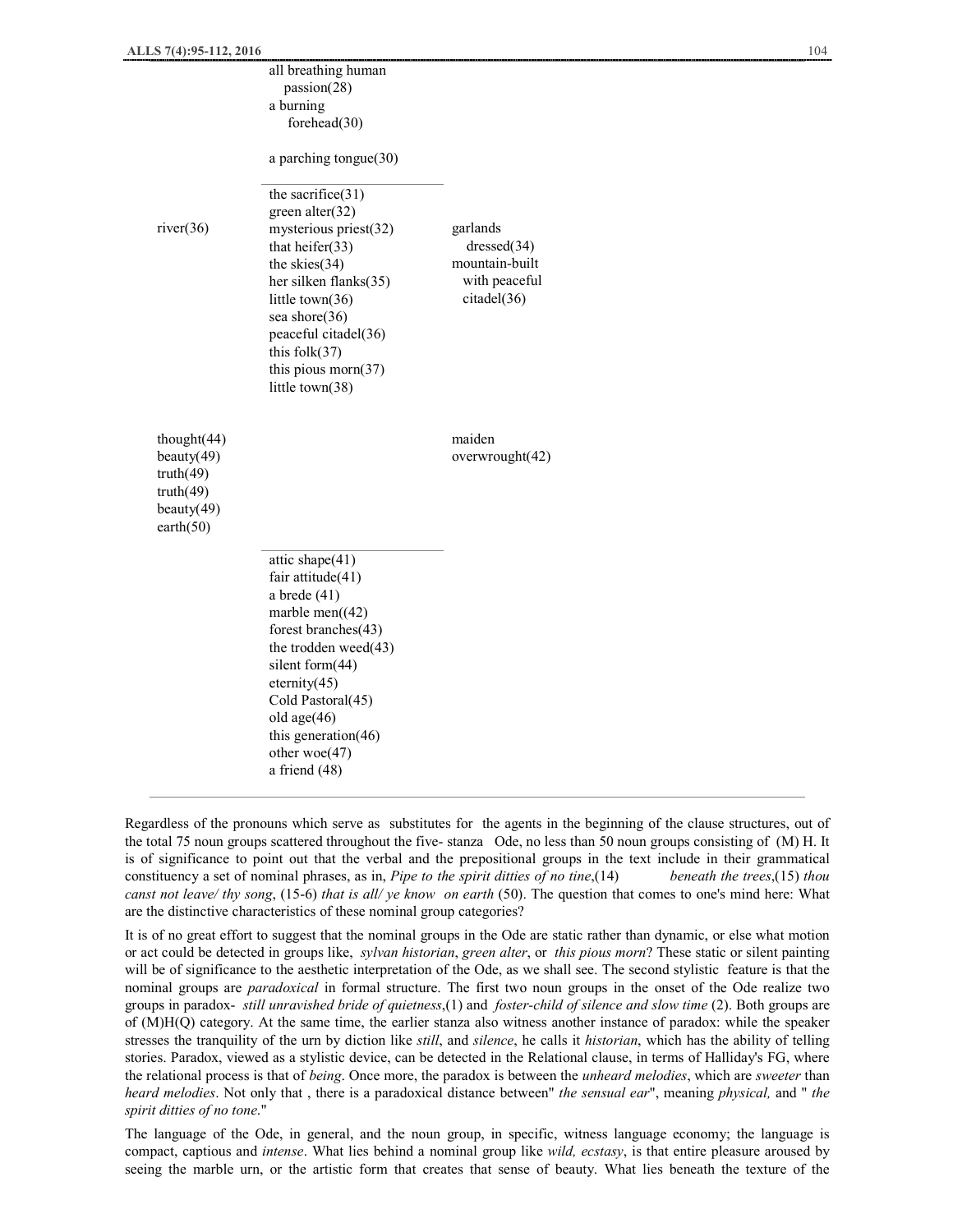| | | |
|---|---|---|
| | all breathing human passion(28) | |
| | a burning forehead(30) | |
| | a parching tongue(30) | |
| river(36) | the sacrifice(31)<br>green alter(32)<br>mysterious priest(32)<br>that heifer(33)<br>the skies(34)<br>her silken flanks(35)<br>little town(36)<br>sea shore(36)<br>peaceful citadel(36)<br>this folk(37)<br>this pious morn(37)<br>little town(38) | garlands dressed(34)<br>mountain-built with peaceful citadel(36) |
| thought(44)<br>beauty(49)<br>truth(49)<br>truth(49)<br>beauty(49)<br>earth(50) | | maiden overwrought(42) |
| | attic shape(41)<br>fair attitude(41)<br>a brede (41)<br>marble men((42)<br>forest branches(43)<br>the trodden weed(43)<br>silent form(44)<br>eternity(45)<br>Cold Pastoral(45)<br>old age(46)<br>this generation(46)<br>other woe(47)<br>a friend (48) | |

Regardless of the pronouns which serve as substitutes for the agents in the beginning of the clause structures, out of the total 75 noun groups scattered throughout the five- stanza Ode, no less than 50 noun groups consisting of (M) H. It is of significance to point out that the verbal and the prepositional groups in the text include in their grammatical constituency a set of nominal phrases, as in, *Pipe to the spirit ditties of no tine*,(14) *beneath the trees*,(15) *thou canst not leave/ thy song*, (15-6) *that is all/ ye know on earth* (50). The question that comes to one's mind here: What are the distinctive characteristics of these nominal group categories?

It is of no great effort to suggest that the nominal groups in the Ode are static rather than dynamic, or else what motion or act could be detected in groups like, *sylvan historian*, *green alter*, or *this pious morn*? These static or silent painting will be of significance to the aesthetic interpretation of the Ode, as we shall see. The second stylistic feature is that the nominal groups are *paradoxical* in formal structure. The first two noun groups in the onset of the Ode realize two groups in paradox- *still unravished bride of quietness*,(1) and *foster-child of silence and slow time* (2). Both groups are of (M)H(Q) category. At the same time, the earlier stanza also witness another instance of paradox: while the speaker stresses the tranquility of the urn by diction like *still*, and *silence*, he calls it *historian*, which has the ability of telling stories. Paradox, viewed as a stylistic device, can be detected in the Relational clause, in terms of Halliday's FG, where the relational process is that of *being*. Once more, the paradox is between the *unheard melodies*, which are *sweeter* than *heard melodies*. Not only that , there is a paradoxical distance between" *the sensual ear*", meaning *physical,* and " *the spirit ditties of no tone*."

The language of the Ode, in general, and the noun group, in specific, witness language economy; the language is compact, captious and *intense*. What lies behind a nominal group like *wild, ecstasy*, is that entire pleasure aroused by seeing the marble urn, or the artistic form that creates that sense of beauty. What lies beneath the texture of the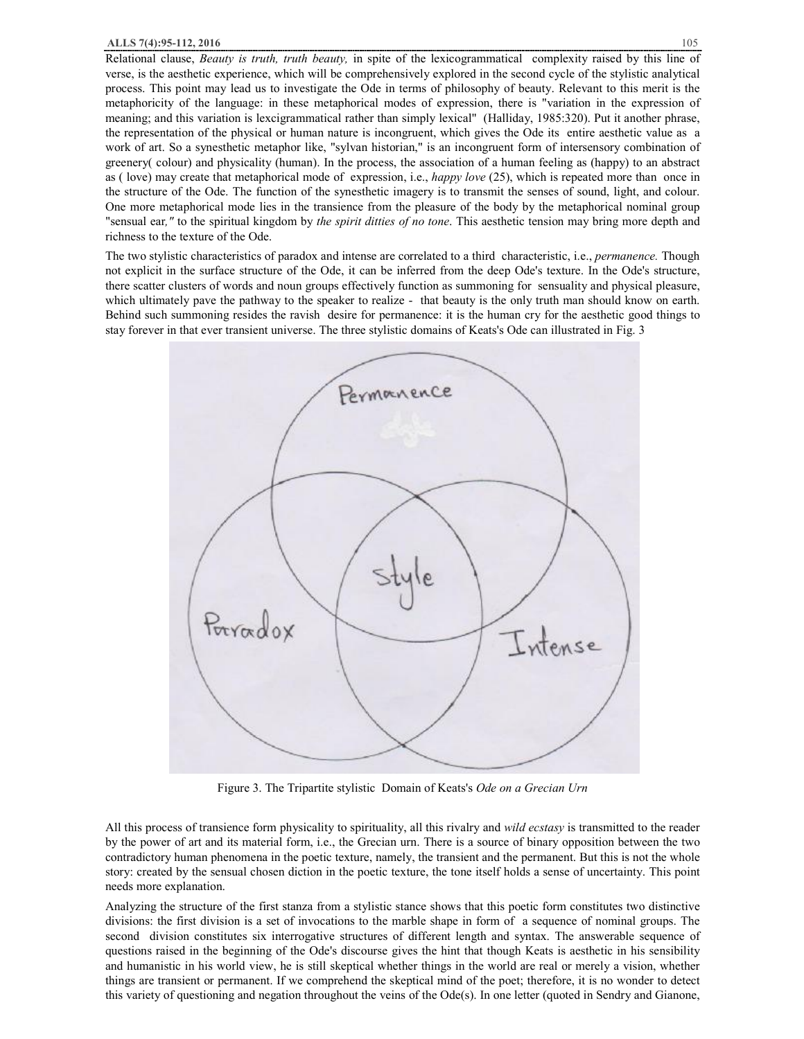Relational clause, *Beauty is truth, truth beauty,* in spite of the lexicogrammatical complexity raised by this line of verse, is the aesthetic experience, which will be comprehensively explored in the second cycle of the stylistic analytical process. This point may lead us to investigate the Ode in terms of philosophy of beauty. Relevant to this merit is the metaphoricity of the language: in these metaphorical modes of expression, there is "variation in the expression of meaning; and this variation is lexcigrammatical rather than simply lexical" (Halliday, 1985:320). Put it another phrase, the representation of the physical or human nature is incongruent, which gives the Ode its entire aesthetic value as a work of art. So a synesthetic metaphor like, "sylvan historian," is an incongruent form of intersensory combination of greenery( colour) and physicality (human). In the process, the association of a human feeling as (happy) to an abstract as ( love) may create that metaphorical mode of expression, i.e., *happy love* (25), which is repeated more than once in the structure of the Ode. The function of the synesthetic imagery is to transmit the senses of sound, light, and colour. One more metaphorical mode lies in the transience from the pleasure of the body by the metaphorical nominal group "sensual ear*,"* to the spiritual kingdom by *the spirit ditties of no tone*. This aesthetic tension may bring more depth and richness to the texture of the Ode.

The two stylistic characteristics of paradox and intense are correlated to a third characteristic, i.e., *permanence.* Though not explicit in the surface structure of the Ode, it can be inferred from the deep Ode's texture. In the Ode's structure, there scatter clusters of words and noun groups effectively function as summoning for sensuality and physical pleasure, which ultimately pave the pathway to the speaker to realize - that beauty is the only truth man should know on earth. Behind such summoning resides the ravish desire for permanence: it is the human cry for the aesthetic good things to stay forever in that ever transient universe. The three stylistic domains of Keats's Ode can illustrated in Fig. 3

Figure 3. The Tripartite stylistic Domain of Keats's *Ode on a Grecian Urn*

All this process of transience form physicality to spirituality, all this rivalry and *wild ecstasy* is transmitted to the reader by the power of art and its material form, i.e., the Grecian urn. There is a source of binary opposition between the two contradictory human phenomena in the poetic texture, namely, the transient and the permanent. But this is not the whole story: created by the sensual chosen diction in the poetic texture, the tone itself holds a sense of uncertainty. This point needs more explanation.

Analyzing the structure of the first stanza from a stylistic stance shows that this poetic form constitutes two distinctive divisions: the first division is a set of invocations to the marble shape in form of a sequence of nominal groups. The second division constitutes six interrogative structures of different length and syntax. The answerable sequence of questions raised in the beginning of the Ode's discourse gives the hint that though Keats is aesthetic in his sensibility and humanistic in his world view, he is still skeptical whether things in the world are real or merely a vision, whether things are transient or permanent. If we comprehend the skeptical mind of the poet; therefore, it is no wonder to detect this variety of questioning and negation throughout the veins of the Ode(s). In one letter (quoted in Sendry and Gianone,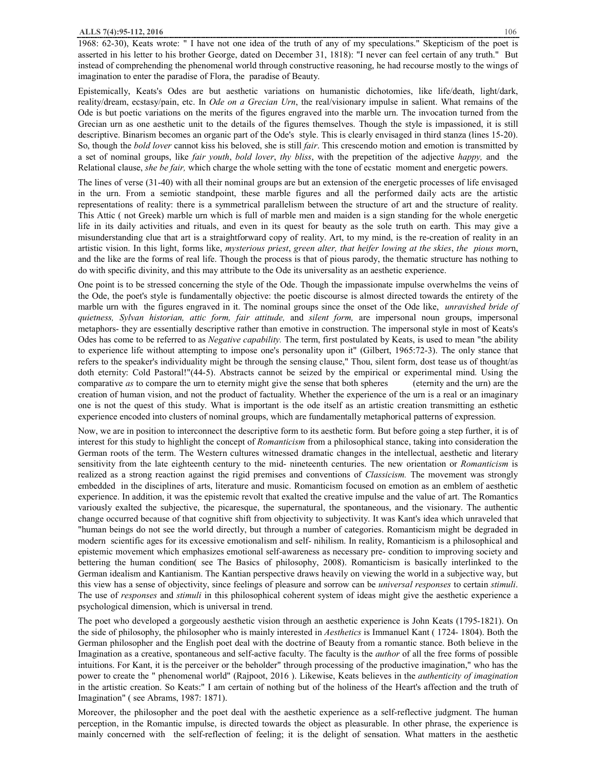1968: 62-30), Keats wrote: " I have not one idea of the truth of any of my speculations." Skepticism of the poet is asserted in his letter to his brother George, dated on December 31, 1818): "I never can feel certain of any truth." But instead of comprehending the phenomenal world through constructive reasoning, he had recourse mostly to the wings of imagination to enter the paradise of Flora, the paradise of Beauty.

Epistemically, Keats's Odes are but aesthetic variations on humanistic dichotomies, like life/death, light/dark, reality/dream, ecstasy/pain, etc. In *Ode on a Grecian Urn*, the real/visionary impulse in salient. What remains of the Ode is but poetic variations on the merits of the figures engraved into the marble urn. The invocation turned from the Grecian urn as one aesthetic unit to the details of the figures themselves. Though the style is impassioned, it is still descriptive. Binarism becomes an organic part of the Ode's style. This is clearly envisaged in third stanza (lines 15-20). So, though the *bold lover* cannot kiss his beloved, she is still *fair*. This crescendo motion and emotion is transmitted by a set of nominal groups, like *fair youth*, *bold lover*, *thy bliss*, with the prepetition of the adjective *happy,* and the Relational clause, *she be fair,* which charge the whole setting with the tone of ecstatic moment and energetic powers.

The lines of verse (31-40) with all their nominal groups are but an extension of the energetic processes of life envisaged in the urn. From a semiotic standpoint, these marble figures and all the performed daily acts are the artistic representations of reality: there is a symmetrical parallelism between the structure of art and the structure of reality. This Attic ( not Greek) marble urn which is full of marble men and maiden is a sign standing for the whole energetic life in its daily activities and rituals, and even in its quest for beauty as the sole truth on earth. This may give a misunderstanding clue that art is a straightforward copy of reality. Art, to my mind, is the re-creation of reality in an artistic vision. In this light, forms like, *mysterious priest*, *green alter, that heifer lowing at the skies*, *the pious mor*n, and the like are the forms of real life. Though the process is that of pious parody, the thematic structure has nothing to do with specific divinity, and this may attribute to the Ode its universality as an aesthetic experience.

One point is to be stressed concerning the style of the Ode. Though the impassionate impulse overwhelms the veins of the Ode, the poet's style is fundamentally objective: the poetic discourse is almost directed towards the entirety of the marble urn with the figures engraved in it. The nominal groups since the onset of the Ode like, *unravished bride of quietness, Sylvan historian, attic form, fair attitude,* and *silent form,* are impersonal noun groups, impersonal metaphors- they are essentially descriptive rather than emotive in construction. The impersonal style in most of Keats's Odes has come to be referred to as *Negative capability.* The term, first postulated by Keats, is used to mean "the ability to experience life without attempting to impose one's personality upon it" (Gilbert, 1965:72-3). The only stance that refers to the speaker's individuality might be through the sensing clause," Thou, silent form, dost tease us of thought/as doth eternity: Cold Pastoral!"(44-5). Abstracts cannot be seized by the empirical or experimental mind. Using the comparative *as* to compare the urn to eternity might give the sense that both spheres (eternity and the urn) are the creation of human vision, and not the product of factuality. Whether the experience of the urn is a real or an imaginary one is not the quest of this study. What is important is the ode itself as an artistic creation transmitting an esthetic experience encoded into clusters of nominal groups, which are fundamentally metaphorical patterns of expression.

Now, we are in position to interconnect the descriptive form to its aesthetic form. But before going a step further, it is of interest for this study to highlight the concept of *Romanticism* from a philosophical stance, taking into consideration the German roots of the term. The Western cultures witnessed dramatic changes in the intellectual, aesthetic and literary sensitivity from the late eighteenth century to the mid- nineteenth centuries. The new orientation or *Romanticism* is realized as a strong reaction against the rigid premises and conventions of *Classicism.* The movement was strongly embedded in the disciplines of arts, literature and music. Romanticism focused on emotion as an emblem of aesthetic experience. In addition, it was the epistemic revolt that exalted the creative impulse and the value of art. The Romantics variously exalted the subjective, the picaresque, the supernatural, the spontaneous, and the visionary. The authentic change occurred because of that cognitive shift from objectivity to subjectivity. It was Kant's idea which unraveled that "human beings do not see the world directly, but through a number of categories. Romanticism might be degraded in modern scientific ages for its excessive emotionalism and self- nihilism. In reality, Romanticism is a philosophical and epistemic movement which emphasizes emotional self-awareness as necessary pre- condition to improving society and bettering the human condition( see The Basics of philosophy, 2008). Romanticism is basically interlinked to the German idealism and Kantianism. The Kantian perspective draws heavily on viewing the world in a subjective way, but this view has a sense of objectivity, since feelings of pleasure and sorrow can be *universal responses* to certain *stimuli*. The use of *responses* and *stimuli* in this philosophical coherent system of ideas might give the aesthetic experience a psychological dimension, which is universal in trend.

The poet who developed a gorgeously aesthetic vision through an aesthetic experience is John Keats (1795-1821). On the side of philosophy, the philosopher who is mainly interested in *Aesthetics* is Immanuel Kant ( 1724- 1804). Both the German philosopher and the English poet deal with the doctrine of Beauty from a romantic stance. Both believe in the Imagination as a creative, spontaneous and self-active faculty. The faculty is the *author* of all the free forms of possible intuitions. For Kant, it is the perceiver or the beholder" through processing of the productive imagination," who has the power to create the " phenomenal world" (Rajpoot, 2016 ). Likewise, Keats believes in the *authenticity of imagination* in the artistic creation. So Keats:" I am certain of nothing but of the holiness of the Heart's affection and the truth of Imagination" ( see Abrams, 1987: 1871).

Moreover, the philosopher and the poet deal with the aesthetic experience as a self-reflective judgment. The human perception, in the Romantic impulse, is directed towards the object as pleasurable. In other phrase, the experience is mainly concerned with the self-reflection of feeling; it is the delight of sensation. What matters in the aesthetic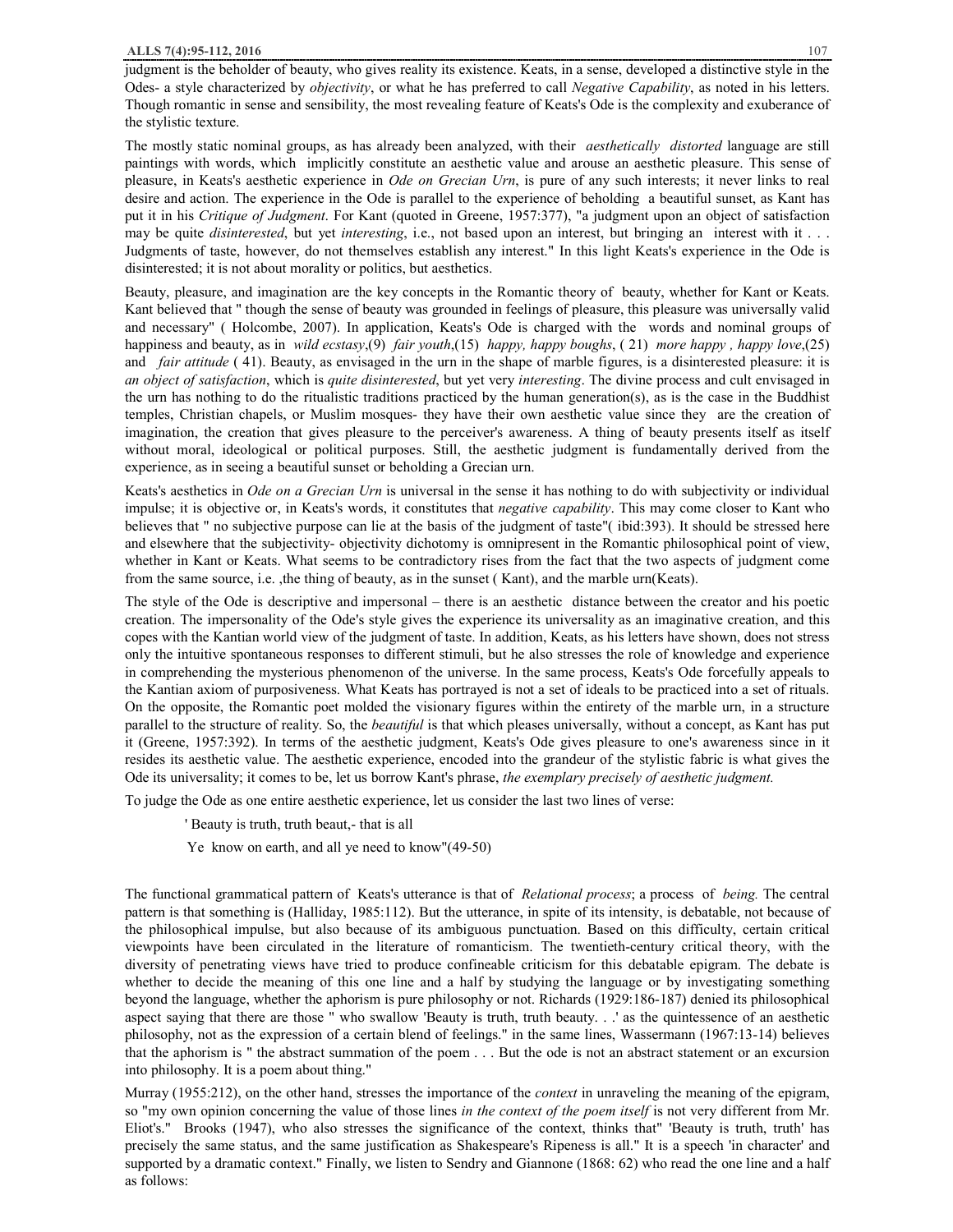judgment is the beholder of beauty, who gives reality its existence. Keats, in a sense, developed a distinctive style in the Odes- a style characterized by *objectivity*, or what he has preferred to call *Negative Capability*, as noted in his letters. Though romantic in sense and sensibility, the most revealing feature of Keats's Ode is the complexity and exuberance of the stylistic texture.

The mostly static nominal groups, as has already been analyzed, with their *aesthetically distorted* language are still paintings with words, which implicitly constitute an aesthetic value and arouse an aesthetic pleasure. This sense of pleasure, in Keats's aesthetic experience in *Ode on Grecian Urn*, is pure of any such interests; it never links to real desire and action. The experience in the Ode is parallel to the experience of beholding a beautiful sunset, as Kant has put it in his *Critique of Judgment*. For Kant (quoted in Greene, 1957:377), "a judgment upon an object of satisfaction may be quite *disinterested*, but yet *interesting*, i.e., not based upon an interest, but bringing an interest with it . . . Judgments of taste, however, do not themselves establish any interest." In this light Keats's experience in the Ode is disinterested; it is not about morality or politics, but aesthetics.

Beauty, pleasure, and imagination are the key concepts in the Romantic theory of beauty, whether for Kant or Keats. Kant believed that " though the sense of beauty was grounded in feelings of pleasure, this pleasure was universally valid and necessary" ( Holcombe, 2007). In application, Keats's Ode is charged with the words and nominal groups of happiness and beauty, as in *wild ecstasy*,(9) *fair youth*,(15) *happy, happy boughs*, ( 21) *more happy , happy love*,(25) and *fair attitude* ( 41). Beauty, as envisaged in the urn in the shape of marble figures, is a disinterested pleasure: it is *an object of satisfaction*, which is *quite disinterested*, but yet very *interesting*. The divine process and cult envisaged in the urn has nothing to do the ritualistic traditions practiced by the human generation(s), as is the case in the Buddhist temples, Christian chapels, or Muslim mosques- they have their own aesthetic value since they are the creation of imagination, the creation that gives pleasure to the perceiver's awareness. A thing of beauty presents itself as itself without moral, ideological or political purposes. Still, the aesthetic judgment is fundamentally derived from the experience, as in seeing a beautiful sunset or beholding a Grecian urn.

Keats's aesthetics in *Ode on a Grecian Urn* is universal in the sense it has nothing to do with subjectivity or individual impulse; it is objective or, in Keats's words, it constitutes that *negative capability*. This may come closer to Kant who believes that " no subjective purpose can lie at the basis of the judgment of taste"( ibid:393). It should be stressed here and elsewhere that the subjectivity- objectivity dichotomy is omnipresent in the Romantic philosophical point of view, whether in Kant or Keats. What seems to be contradictory rises from the fact that the two aspects of judgment come from the same source, i.e. ,the thing of beauty, as in the sunset ( Kant), and the marble urn(Keats).

The style of the Ode is descriptive and impersonal – there is an aesthetic distance between the creator and his poetic creation. The impersonality of the Ode's style gives the experience its universality as an imaginative creation, and this copes with the Kantian world view of the judgment of taste. In addition, Keats, as his letters have shown, does not stress only the intuitive spontaneous responses to different stimuli, but he also stresses the role of knowledge and experience in comprehending the mysterious phenomenon of the universe. In the same process, Keats's Ode forcefully appeals to the Kantian axiom of purposiveness. What Keats has portrayed is not a set of ideals to be practiced into a set of rituals. On the opposite, the Romantic poet molded the visionary figures within the entirety of the marble urn, in a structure parallel to the structure of reality. So, the *beautiful* is that which pleases universally, without a concept, as Kant has put it (Greene, 1957:392). In terms of the aesthetic judgment, Keats's Ode gives pleasure to one's awareness since in it resides its aesthetic value. The aesthetic experience, encoded into the grandeur of the stylistic fabric is what gives the Ode its universality; it comes to be, let us borrow Kant's phrase, *the exemplary precisely of aesthetic judgment.*

To judge the Ode as one entire aesthetic experience, let us consider the last two lines of verse:

> ' Beauty is truth, truth beaut,- that is all
>
> Ye know on earth, and all ye need to know"(49-50)

The functional grammatical pattern of Keats's utterance is that of *Relational process*; a process of *being.* The central pattern is that something is (Halliday, 1985:112). But the utterance, in spite of its intensity, is debatable, not because of the philosophical impulse, but also because of its ambiguous punctuation. Based on this difficulty, certain critical viewpoints have been circulated in the literature of romanticism. The twentieth-century critical theory, with the diversity of penetrating views have tried to produce confineable criticism for this debatable epigram. The debate is whether to decide the meaning of this one line and a half by studying the language or by investigating something beyond the language, whether the aphorism is pure philosophy or not. Richards (1929:186-187) denied its philosophical aspect saying that there are those " who swallow 'Beauty is truth, truth beauty. . .' as the quintessence of an aesthetic philosophy, not as the expression of a certain blend of feelings." in the same lines, Wassermann (1967:13-14) believes that the aphorism is " the abstract summation of the poem . . . But the ode is not an abstract statement or an excursion into philosophy. It is a poem about thing."

Murray (1955:212), on the other hand, stresses the importance of the *context* in unraveling the meaning of the epigram, so "my own opinion concerning the value of those lines *in the context of the poem itself* is not very different from Mr. Eliot's." Brooks (1947), who also stresses the significance of the context, thinks that" 'Beauty is truth, truth' has precisely the same status, and the same justification as Shakespeare's Ripeness is all." It is a speech 'in character' and supported by a dramatic context." Finally, we listen to Sendry and Giannone (1868: 62) who read the one line and a half as follows: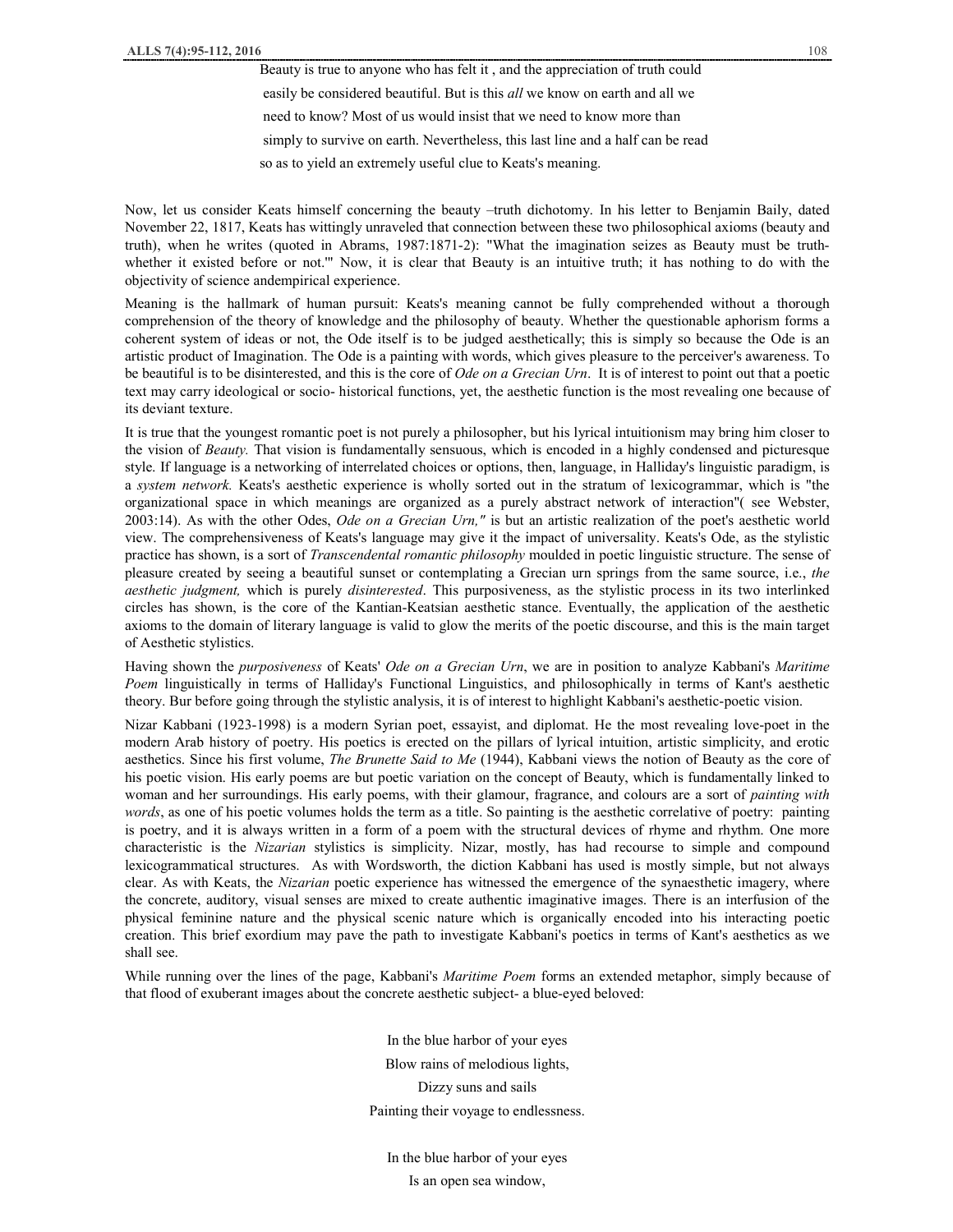> Beauty is true to anyone who has felt it , and the appreciation of truth could easily be considered beautiful. But is this *all* we know on earth and all we need to know? Most of us would insist that we need to know more than simply to survive on earth. Nevertheless, this last line and a half can be read so as to yield an extremely useful clue to Keats's meaning.

Now, let us consider Keats himself concerning the beauty –truth dichotomy. In his letter to Benjamin Baily, dated November 22, 1817, Keats has wittingly unraveled that connection between these two philosophical axioms (beauty and truth), when he writes (quoted in Abrams, 1987:1871-2): "What the imagination seizes as Beauty must be truth- whether it existed before or not.'" Now, it is clear that Beauty is an intuitive truth; it has nothing to do with the objectivity of science andempirical experience.

Meaning is the hallmark of human pursuit: Keats's meaning cannot be fully comprehended without a thorough comprehension of the theory of knowledge and the philosophy of beauty. Whether the questionable aphorism forms a coherent system of ideas or not, the Ode itself is to be judged aesthetically; this is simply so because the Ode is an artistic product of Imagination. The Ode is a painting with words, which gives pleasure to the perceiver's awareness. To be beautiful is to be disinterested, and this is the core of *Ode on a Grecian Urn*. It is of interest to point out that a poetic text may carry ideological or socio- historical functions, yet, the aesthetic function is the most revealing one because of its deviant texture.

It is true that the youngest romantic poet is not purely a philosopher, but his lyrical intuitionism may bring him closer to the vision of *Beauty.* That vision is fundamentally sensuous, which is encoded in a highly condensed and picturesque style. If language is a networking of interrelated choices or options, then, language, in Halliday's linguistic paradigm, is a *system network.* Keats's aesthetic experience is wholly sorted out in the stratum of lexicogrammar, which is "the organizational space in which meanings are organized as a purely abstract network of interaction"( see Webster, 2003:14). As with the other Odes, *Ode on a Grecian Urn,"* is but an artistic realization of the poet's aesthetic world view. The comprehensiveness of Keats's language may give it the impact of universality. Keats's Ode, as the stylistic practice has shown, is a sort of *Transcendental romantic philosophy* moulded in poetic linguistic structure. The sense of pleasure created by seeing a beautiful sunset or contemplating a Grecian urn springs from the same source, i.e., *the aesthetic judgment,* which is purely *disinterested*. This purposiveness, as the stylistic process in its two interlinked circles has shown, is the core of the Kantian-Keatsian aesthetic stance. Eventually, the application of the aesthetic axioms to the domain of literary language is valid to glow the merits of the poetic discourse, and this is the main target of Aesthetic stylistics.

Having shown the *purposiveness* of Keats' *Ode on a Grecian Urn*, we are in position to analyze Kabbani's *Maritime Poem* linguistically in terms of Halliday's Functional Linguistics, and philosophically in terms of Kant's aesthetic theory. Bur before going through the stylistic analysis, it is of interest to highlight Kabbani's aesthetic-poetic vision.

Nizar Kabbani (1923-1998) is a modern Syrian poet, essayist, and diplomat. He the most revealing love-poet in the modern Arab history of poetry. His poetics is erected on the pillars of lyrical intuition, artistic simplicity, and erotic aesthetics. Since his first volume, *The Brunette Said to Me* (1944), Kabbani views the notion of Beauty as the core of his poetic vision. His early poems are but poetic variation on the concept of Beauty, which is fundamentally linked to woman and her surroundings. His early poems, with their glamour, fragrance, and colours are a sort of *painting with words*, as one of his poetic volumes holds the term as a title. So painting is the aesthetic correlative of poetry: painting is poetry, and it is always written in a form of a poem with the structural devices of rhyme and rhythm. One more characteristic is the *Nizarian* stylistics is simplicity. Nizar, mostly, has had recourse to simple and compound lexicogrammatical structures. As with Wordsworth, the diction Kabbani has used is mostly simple, but not always clear. As with Keats, the *Nizarian* poetic experience has witnessed the emergence of the synaesthetic imagery, where the concrete, auditory, visual senses are mixed to create authentic imaginative images. There is an interfusion of the physical feminine nature and the physical scenic nature which is organically encoded into his interacting poetic creation. This brief exordium may pave the path to investigate Kabbani's poetics in terms of Kant's aesthetics as we shall see.

While running over the lines of the page, Kabbani's *Maritime Poem* forms an extended metaphor, simply because of that flood of exuberant images about the concrete aesthetic subject- a blue-eyed beloved:

> In the blue harbor of your eyes
> Blow rains of melodious lights,
> Dizzy suns and sails
> Painting their voyage to endlessness.
>
> In the blue harbor of your eyes
> Is an open sea window,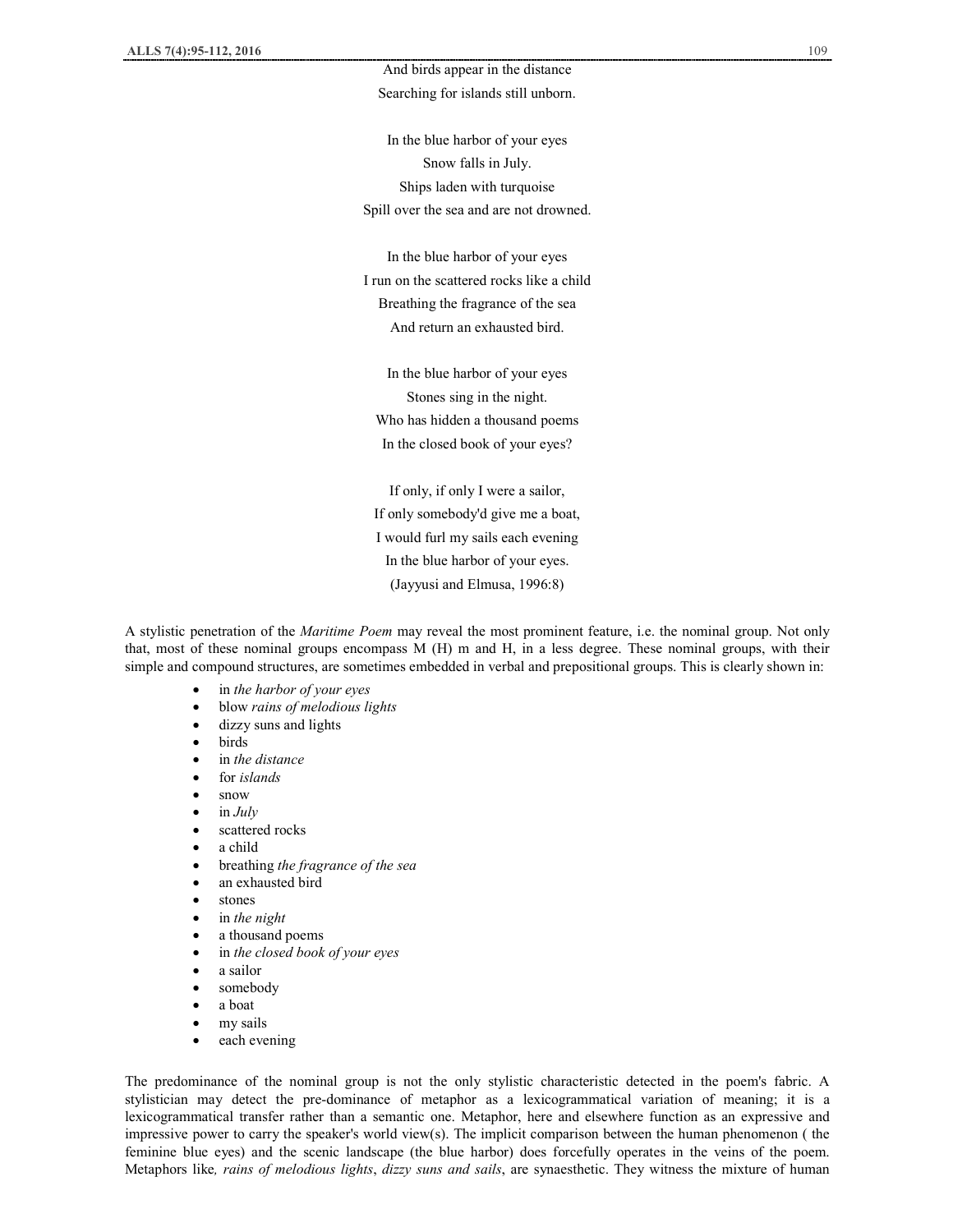And birds appear in the distance
Searching for islands still unborn.

In the blue harbor of your eyes
Snow falls in July.
Ships laden with turquoise
Spill over the sea and are not drowned.

In the blue harbor of your eyes
I run on the scattered rocks like a child
Breathing the fragrance of the sea
And return an exhausted bird.

In the blue harbor of your eyes
Stones sing in the night.
Who has hidden a thousand poems
In the closed book of your eyes?

If only, if only I were a sailor,
If only somebody'd give me a boat,
I would furl my sails each evening
In the blue harbor of your eyes.
(Jayyusi and Elmusa, 1996:8)

A stylistic penetration of the *Maritime Poem* may reveal the most prominent feature, i.e. the nominal group. Not only that, most of these nominal groups encompass M (H) m and H, in a less degree. These nominal groups, with their simple and compound structures, are sometimes embedded in verbal and prepositional groups. This is clearly shown in:

- in *the harbor of your eyes*
- blow *rains of melodious lights*
- dizzy suns and lights
- birds
- in *the distance*
- for *islands*
- snow
- in *July*
- scattered rocks
- a child
- breathing *the fragrance of the sea*
- an exhausted bird
- stones
- in *the night*
- a thousand poems
- in *the closed book of your eyes*
- a sailor
- somebody
- a boat
- my sails
- each evening

The predominance of the nominal group is not the only stylistic characteristic detected in the poem's fabric. A stylistician may detect the pre-dominance of metaphor as a lexicogrammatical variation of meaning; it is a lexicogrammatical transfer rather than a semantic one. Metaphor, here and elsewhere function as an expressive and impressive power to carry the speaker's world view(s). The implicit comparison between the human phenomenon ( the feminine blue eyes) and the scenic landscape (the blue harbor) does forcefully operates in the veins of the poem. Metaphors like*, rains of melodious lights*, *dizzy suns and sails*, are synaesthetic. They witness the mixture of human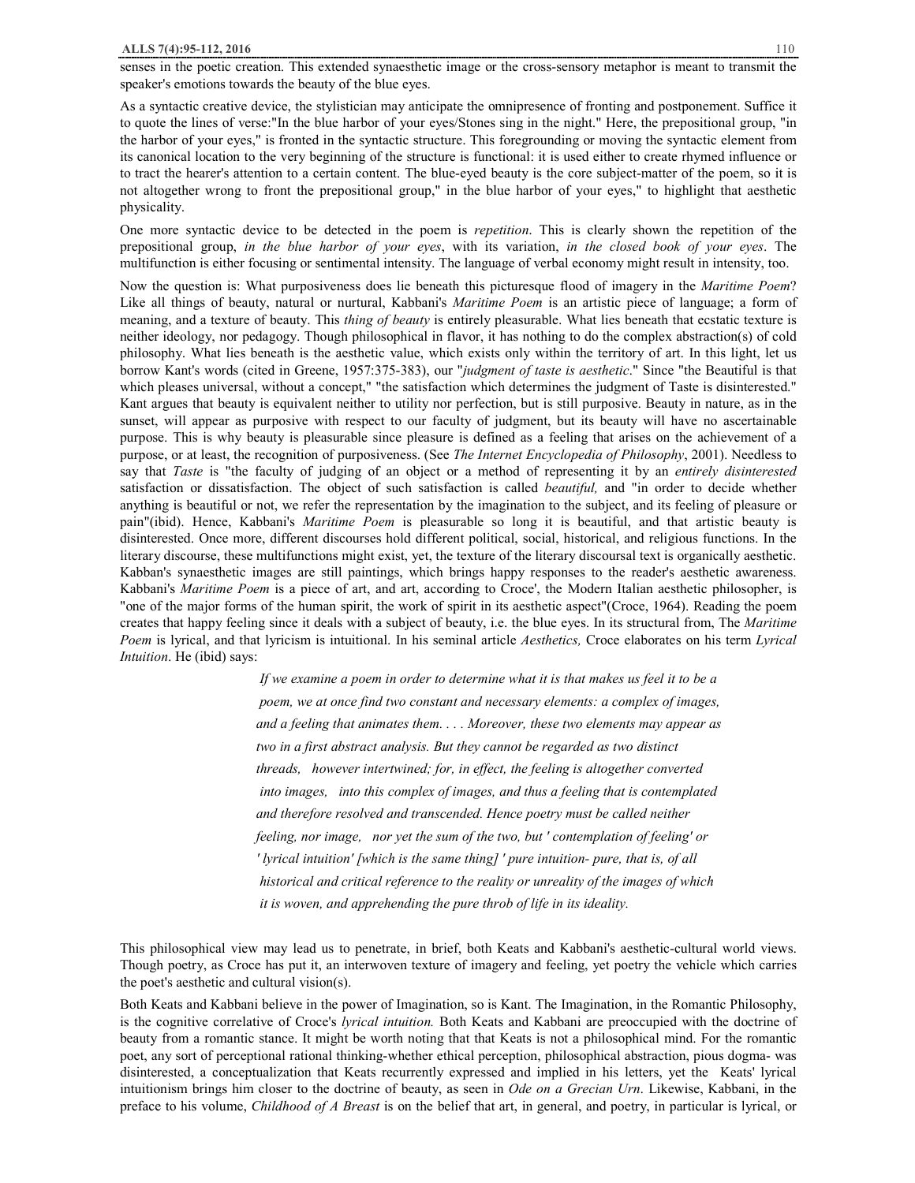senses in the poetic creation. This extended synaesthetic image or the cross-sensory metaphor is meant to transmit the speaker's emotions towards the beauty of the blue eyes.

As a syntactic creative device, the stylistician may anticipate the omnipresence of fronting and postponement. Suffice it to quote the lines of verse:"In the blue harbor of your eyes/Stones sing in the night." Here, the prepositional group, "in the harbor of your eyes," is fronted in the syntactic structure. This foregrounding or moving the syntactic element from its canonical location to the very beginning of the structure is functional: it is used either to create rhymed influence or to tract the hearer's attention to a certain content. The blue-eyed beauty is the core subject-matter of the poem, so it is not altogether wrong to front the prepositional group," in the blue harbor of your eyes," to highlight that aesthetic physicality.

One more syntactic device to be detected in the poem is *repetition*. This is clearly shown the repetition of the prepositional group, *in the blue harbor of your eyes*, with its variation, *in the closed book of your eyes*. The multifunction is either focusing or sentimental intensity. The language of verbal economy might result in intensity, too.

Now the question is: What purposiveness does lie beneath this picturesque flood of imagery in the *Maritime Poem*? Like all things of beauty, natural or nurtural, Kabbani's *Maritime Poem* is an artistic piece of language; a form of meaning, and a texture of beauty. This *thing of beauty* is entirely pleasurable. What lies beneath that ecstatic texture is neither ideology, nor pedagogy. Though philosophical in flavor, it has nothing to do the complex abstraction(s) of cold philosophy. What lies beneath is the aesthetic value, which exists only within the territory of art. In this light, let us borrow Kant's words (cited in Greene, 1957:375-383), our "*judgment of taste is aesthetic*." Since "the Beautiful is that which pleases universal, without a concept," "the satisfaction which determines the judgment of Taste is disinterested." Kant argues that beauty is equivalent neither to utility nor perfection, but is still purposive. Beauty in nature, as in the sunset, will appear as purposive with respect to our faculty of judgment, but its beauty will have no ascertainable purpose. This is why beauty is pleasurable since pleasure is defined as a feeling that arises on the achievement of a purpose, or at least, the recognition of purposiveness. (See *The Internet Encyclopedia of Philosophy*, 2001). Needless to say that *Taste* is "the faculty of judging of an object or a method of representing it by an *entirely disinterested* satisfaction or dissatisfaction. The object of such satisfaction is called *beautiful,* and "in order to decide whether anything is beautiful or not, we refer the representation by the imagination to the subject, and its feeling of pleasure or pain"(ibid). Hence, Kabbani's *Maritime Poem* is pleasurable so long it is beautiful, and that artistic beauty is disinterested. Once more, different discourses hold different political, social, historical, and religious functions. In the literary discourse, these multifunctions might exist, yet, the texture of the literary discoursal text is organically aesthetic. Kabban's synaesthetic images are still paintings, which brings happy responses to the reader's aesthetic awareness. Kabbani's *Maritime Poem* is a piece of art, and art, according to Croce', the Modern Italian aesthetic philosopher, is "one of the major forms of the human spirit, the work of spirit in its aesthetic aspect"(Croce, 1964). Reading the poem creates that happy feeling since it deals with a subject of beauty, i.e. the blue eyes. In its structural from, The *Maritime Poem* is lyrical, and that lyricism is intuitional. In his seminal article *Aesthetics,* Croce elaborates on his term *Lyrical Intuition*. He (ibid) says:

> *If we examine a poem in order to determine what it is that makes us feel it to be a poem, we at once find two constant and necessary elements: a complex of images, and a feeling that animates them. . . . Moreover, these two elements may appear as two in a first abstract analysis. But they cannot be regarded as two distinct threads, however intertwined; for, in effect, the feeling is altogether converted into images, into this complex of images, and thus a feeling that is contemplated and therefore resolved and transcended. Hence poetry must be called neither feeling, nor image, nor yet the sum of the two, but ' contemplation of feeling' or ' lyrical intuition' [which is the same thing] ' pure intuition- pure, that is, of all historical and critical reference to the reality or unreality of the images of which it is woven, and apprehending the pure throb of life in its ideality.*

This philosophical view may lead us to penetrate, in brief, both Keats and Kabbani's aesthetic-cultural world views. Though poetry, as Croce has put it, an interwoven texture of imagery and feeling, yet poetry the vehicle which carries the poet's aesthetic and cultural vision(s).

Both Keats and Kabbani believe in the power of Imagination, so is Kant. The Imagination, in the Romantic Philosophy, is the cognitive correlative of Croce's *lyrical intuition.* Both Keats and Kabbani are preoccupied with the doctrine of beauty from a romantic stance. It might be worth noting that that Keats is not a philosophical mind. For the romantic poet, any sort of perceptional rational thinking-whether ethical perception, philosophical abstraction, pious dogma- was disinterested, a conceptualization that Keats recurrently expressed and implied in his letters, yet the Keats' lyrical intuitionism brings him closer to the doctrine of beauty, as seen in *Ode on a Grecian Urn*. Likewise, Kabbani, in the preface to his volume, *Childhood of A Breast* is on the belief that art, in general, and poetry, in particular is lyrical, or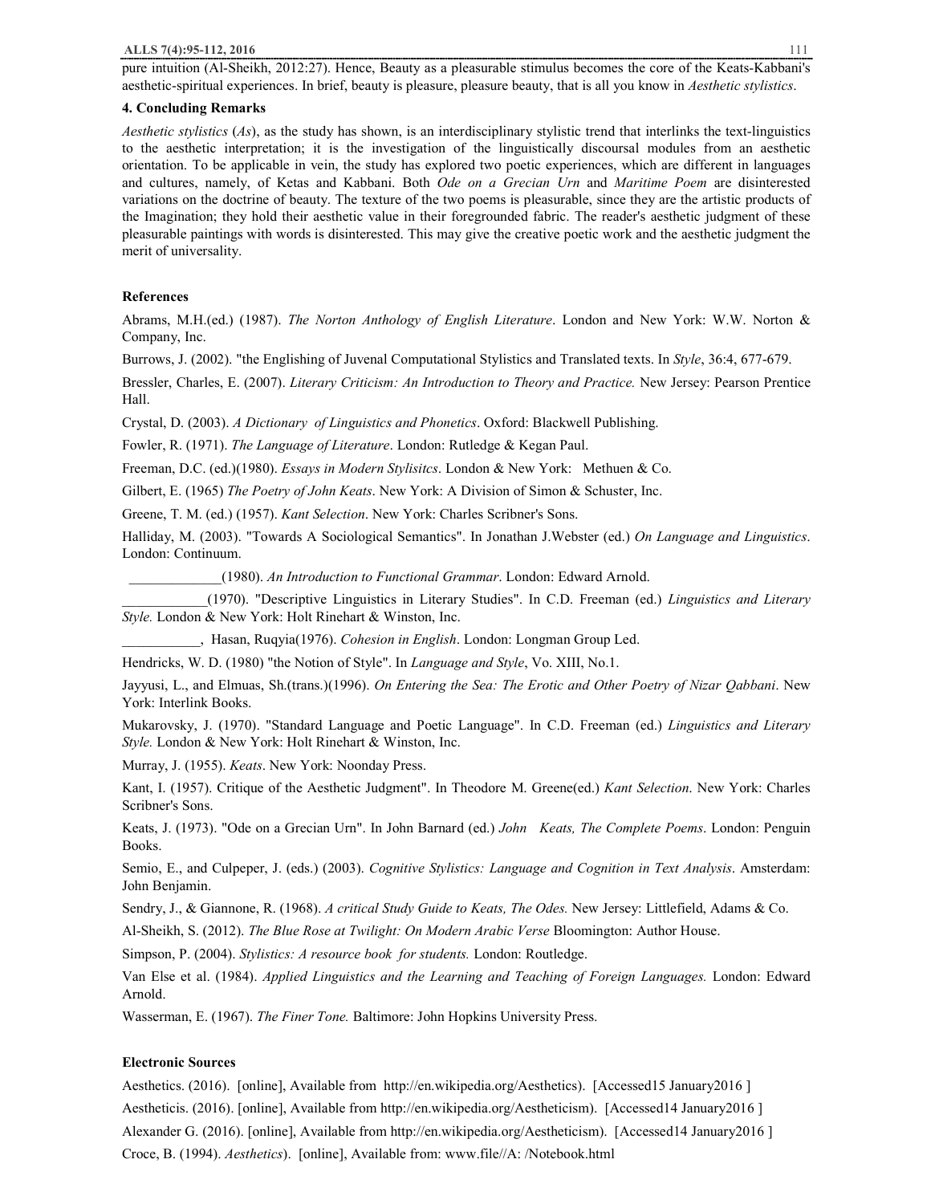pure intuition (Al-Sheikh, 2012:27). Hence, Beauty as a pleasurable stimulus becomes the core of the Keats-Kabbani's aesthetic-spiritual experiences. In brief, beauty is pleasure, pleasure beauty, that is all you know in *Aesthetic stylistics*.

## 4. Concluding Remarks

*Aesthetic stylistics* (*As*), as the study has shown, is an interdisciplinary stylistic trend that interlinks the text-linguistics to the aesthetic interpretation; it is the investigation of the linguistically discoursal modules from an aesthetic orientation. To be applicable in vein, the study has explored two poetic experiences, which are different in languages and cultures, namely, of Ketas and Kabbani. Both *Ode on a Grecian Urn* and *Maritime Poem* are disinterested variations on the doctrine of beauty. The texture of the two poems is pleasurable, since they are the artistic products of the Imagination; they hold their aesthetic value in their foregrounded fabric. The reader's aesthetic judgment of these pleasurable paintings with words is disinterested. This may give the creative poetic work and the aesthetic judgment the merit of universality.

## References

Abrams, M.H.(ed.) (1987). *The Norton Anthology of English Literature*. London and New York: W.W. Norton & Company, Inc.

Burrows, J. (2002). "the Englishing of Juvenal Computational Stylistics and Translated texts. In *Style*, 36:4, 677-679.

Bressler, Charles, E. (2007). *Literary Criticism: An Introduction to Theory and Practice.* New Jersey: Pearson Prentice Hall.

Crystal, D. (2003). *A Dictionary of Linguistics and Phonetics*. Oxford: Blackwell Publishing.

Fowler, R. (1971). *The Language of Literature*. London: Rutledge & Kegan Paul.

Freeman, D.C. (ed.)(1980). *Essays in Modern Stylisitcs*. London & New York: Methuen & Co.

Gilbert, E. (1965) *The Poetry of John Keats*. New York: A Division of Simon & Schuster, Inc.

Greene, T. M. (ed.) (1957). *Kant Selection*. New York: Charles Scribner's Sons.

Halliday, M. (2003). "Towards A Sociological Semantics". In Jonathan J.Webster (ed.) *On Language and Linguistics*. London: Continuum.

_____________(1980). *An Introduction to Functional Grammar*. London: Edward Arnold.

____________(1970). "Descriptive Linguistics in Literary Studies". In C.D. Freeman (ed.) *Linguistics and Literary Style.* London & New York: Holt Rinehart & Winston, Inc.

___________, Hasan, Ruqyia(1976). *Cohesion in English*. London: Longman Group Led.

Hendricks, W. D. (1980) "the Notion of Style". In *Language and Style*, Vo. XIII, No.1.

Jayyusi, L., and Elmuas, Sh.(trans.)(1996). *On Entering the Sea: The Erotic and Other Poetry of Nizar Qabbani*. New York: Interlink Books.

Mukarovsky, J. (1970). "Standard Language and Poetic Language". In C.D. Freeman (ed.) *Linguistics and Literary Style.* London & New York: Holt Rinehart & Winston, Inc.

Murray, J. (1955). *Keats*. New York: Noonday Press.

Kant, I. (1957). Critique of the Aesthetic Judgment". In Theodore M. Greene(ed.) *Kant Selection*. New York: Charles Scribner's Sons.

Keats, J. (1973). "Ode on a Grecian Urn". In John Barnard (ed.) *John Keats, The Complete Poems*. London: Penguin Books.

Semio, E., and Culpeper, J. (eds.) (2003). *Cognitive Stylistics: Language and Cognition in Text Analysis*. Amsterdam: John Benjamin.

Sendry, J., & Giannone, R. (1968). *A critical Study Guide to Keats, The Odes.* New Jersey: Littlefield, Adams & Co.

Al-Sheikh, S. (2012). *The Blue Rose at Twilight: On Modern Arabic Verse* Bloomington: Author House.

Simpson, P. (2004). *Stylistics: A resource book for students.* London: Routledge.

Van Else et al. (1984). *Applied Linguistics and the Learning and Teaching of Foreign Languages.* London: Edward Arnold.

Wasserman, E. (1967). *The Finer Tone.* Baltimore: John Hopkins University Press.

## Electronic Sources

Aesthetics. (2016). [online], Available from http://en.wikipedia.org/Aesthetics). [Accessed15 January2016 ]

Aestheticis. (2016). [online], Available from http://en.wikipedia.org/Aestheticism). [Accessed14 January2016 ]

Alexander G. (2016). [online], Available from http://en.wikipedia.org/Aestheticism). [Accessed14 January2016 ]

Croce, B. (1994). *Aesthetics*). [online], Available from: www.file//A: /Notebook.html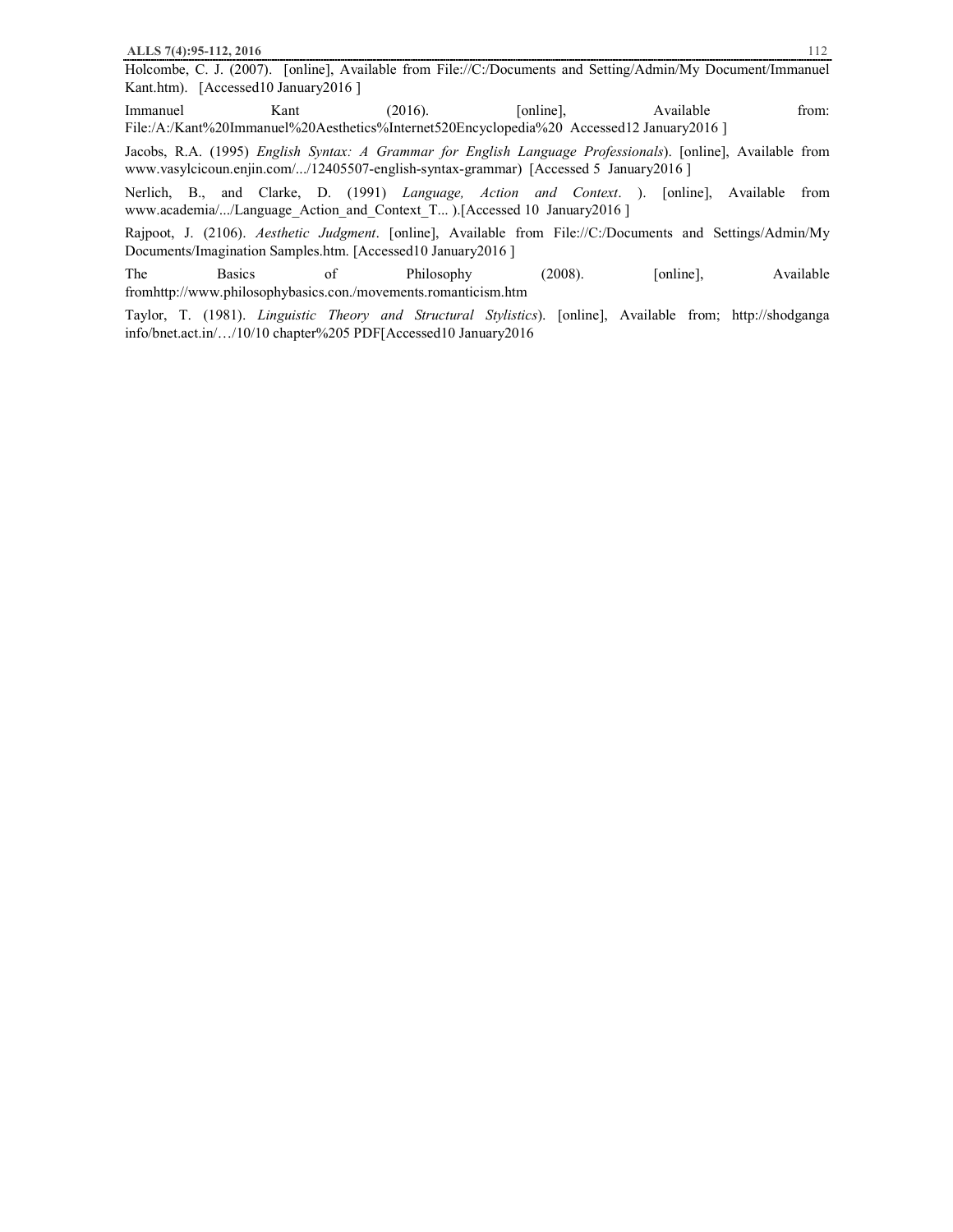Holcombe, C. J. (2007). [online], Available from File://C:/Documents and Setting/Admin/My Document/Immanuel Kant.htm). [Accessed10 January2016 ]

Immanuel Kant (2016). [online], Available from: File:/A:/Kant%20Immanuel%20Aesthetics%Internet520Encyclopedia%20 Accessed12 January2016 ]

Jacobs, R.A. (1995) *English Syntax: A Grammar for English Language Professionals*). [online], Available from www.vasylcicoun.enjin.com/.../12405507-english-syntax-grammar) [Accessed 5 January2016 ]

Nerlich, B., and Clarke, D. (1991) *Language, Action and Context*. ). [online], Available from www.academia/.../Language_Action_and_Context_T... ).[Accessed 10 January2016 ]

Rajpoot, J. (2106). *Aesthetic Judgment*. [online], Available from File://C:/Documents and Settings/Admin/My Documents/Imagination Samples.htm. [Accessed10 January2016 ]

The Basics of Philosophy (2008). [online], Available fromhttp://www.philosophybasics.con./movements.romanticism.htm

Taylor, T. (1981). *Linguistic Theory and Structural Stylistics*). [online], Available from; http://shodganga info/bnet.act.in/…/10/10 chapter%205 PDF[Accessed10 January2016